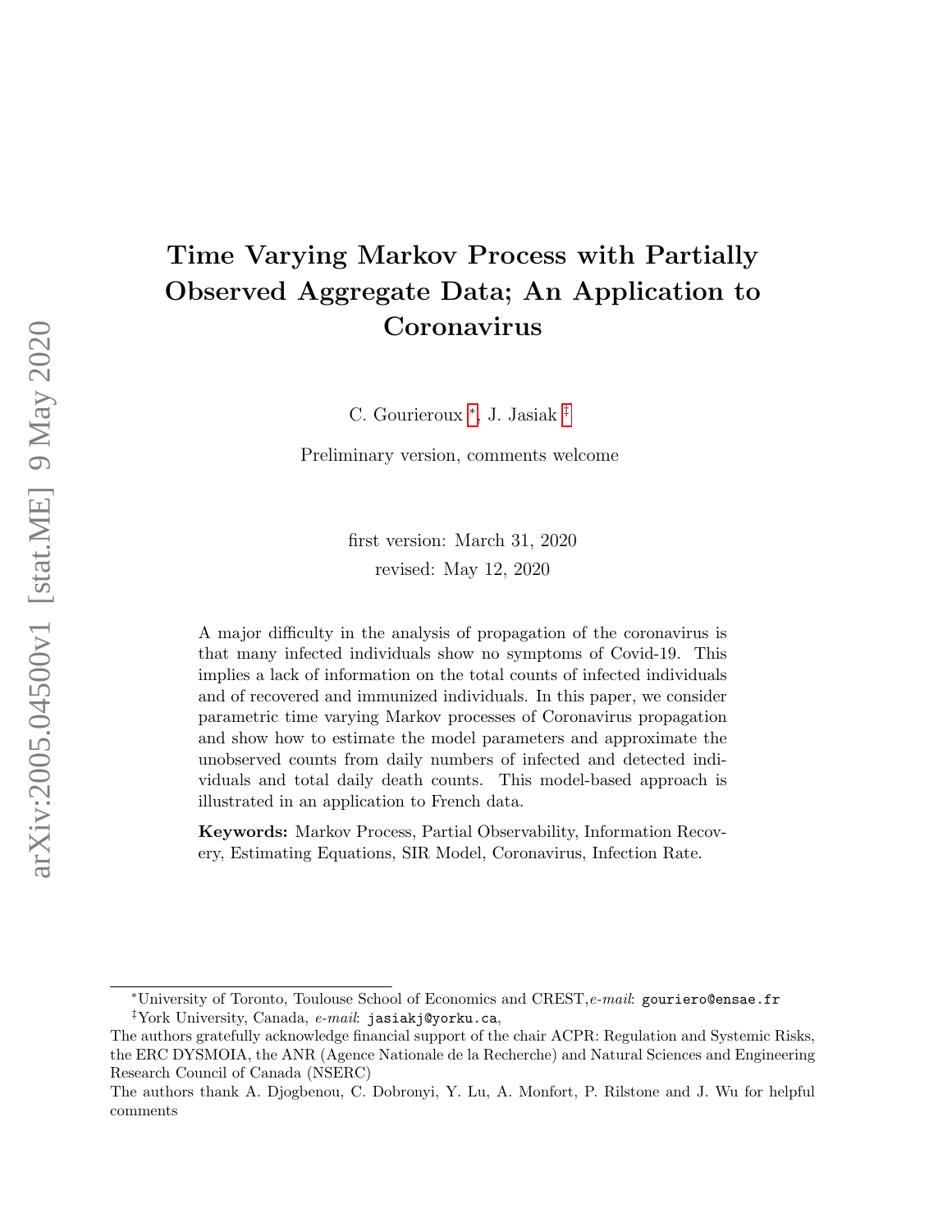# Time Varying Markov Process with Partially Observed Aggregate Data; An Application to Coronavirus

C. Gourieroux [*], J. Jasiak [‡]

Preliminary version, comments welcome

first version: March 31, 2020

revised: May 12, 2020

A major difficulty in the analysis of propagation of the coronavirus is that many infected individuals show no symptoms of Covid-19. This implies a lack of information on the total counts of infected individuals and of recovered and immunized individuals. In this paper, we consider parametric time varying Markov processes of Coronavirus propagation and show how to estimate the model parameters and approximate the unobserved counts from daily numbers of infected and detected individuals and total daily death counts. This model-based approach is illustrated in an application to French data.

**Keywords:** Markov Process, Partial Observability, Information Recovery, Estimating Equations, SIR Model, Coronavirus, Infection Rate.

---

[*] University of Toronto, Toulouse School of Economics and CREST, *e-mail*: `gouriero@ensae.fr`

[‡] York University, Canada, *e-mail*: `jasiakj@yorku.ca`,

The authors gratefully acknowledge financial support of the chair ACPR: Regulation and Systemic Risks, the ERC DYSMOIA, the ANR (Agence Nationale de la Recherche) and Natural Sciences and Engineering Research Council of Canada (NSERC)

The authors thank A. Djogbenou, C. Dobronyi, Y. Lu, A. Monfort, P. Rilstone and J. Wu for helpful comments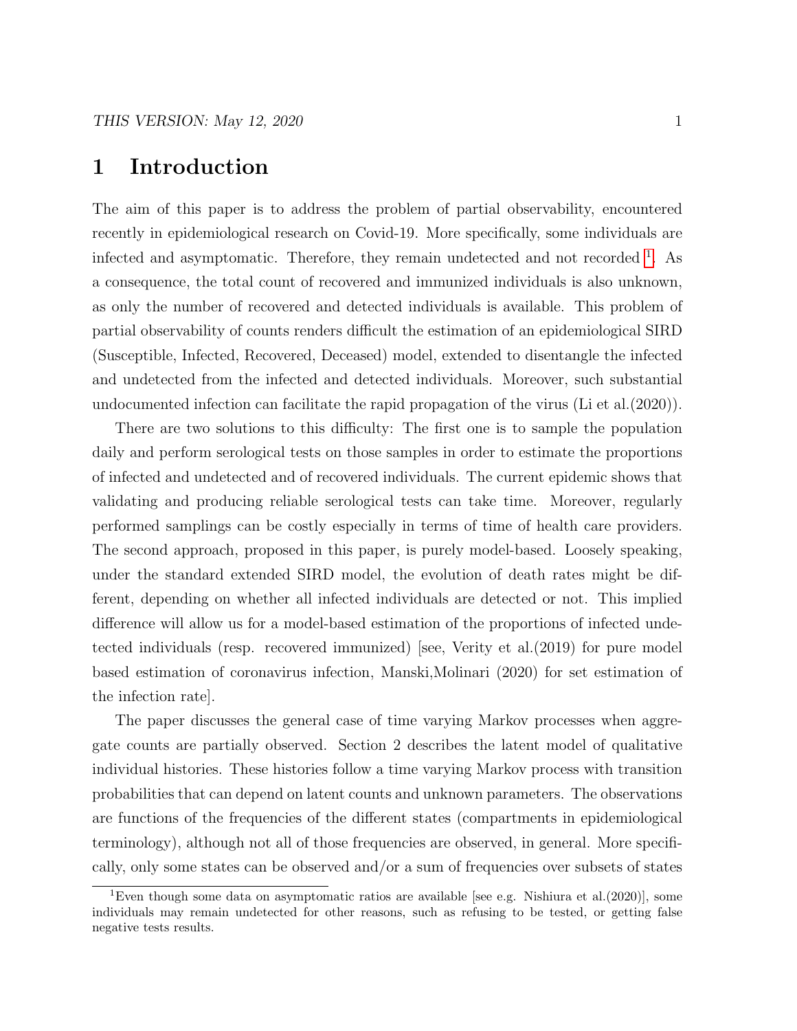# 1 Introduction

The aim of this paper is to address the problem of partial observability, encountered recently in epidemiological research on Covid-19. More specifically, some individuals are infected and asymptomatic. Therefore, they remain undetected and not recorded [1]. As a consequence, the total count of recovered and immunized individuals is also unknown, as only the number of recovered and detected individuals is available. This problem of partial observability of counts renders difficult the estimation of an epidemiological SIRD (Susceptible, Infected, Recovered, Deceased) model, extended to disentangle the infected and undetected from the infected and detected individuals. Moreover, such substantial undocumented infection can facilitate the rapid propagation of the virus (Li et al.(2020)).

There are two solutions to this difficulty: The first one is to sample the population daily and perform serological tests on those samples in order to estimate the proportions of infected and undetected and of recovered individuals. The current epidemic shows that validating and producing reliable serological tests can take time. Moreover, regularly performed samplings can be costly especially in terms of time of health care providers. The second approach, proposed in this paper, is purely model-based. Loosely speaking, under the standard extended SIRD model, the evolution of death rates might be different, depending on whether all infected individuals are detected or not. This implied difference will allow us for a model-based estimation of the proportions of infected undetected individuals (resp. recovered immunized) [see, Verity et al.(2019) for pure model based estimation of coronavirus infection, Manski,Molinari (2020) for set estimation of the infection rate].

The paper discusses the general case of time varying Markov processes when aggregate counts are partially observed. Section 2 describes the latent model of qualitative individual histories. These histories follow a time varying Markov process with transition probabilities that can depend on latent counts and unknown parameters. The observations are functions of the frequencies of the different states (compartments in epidemiological terminology), although not all of those frequencies are observed, in general. More specifically, only some states can be observed and/or a sum of frequencies over subsets of states

[1] Even though some data on asymptomatic ratios are available [see e.g. Nishiura et al.(2020)], some individuals may remain undetected for other reasons, such as refusing to be tested, or getting false negative tests results.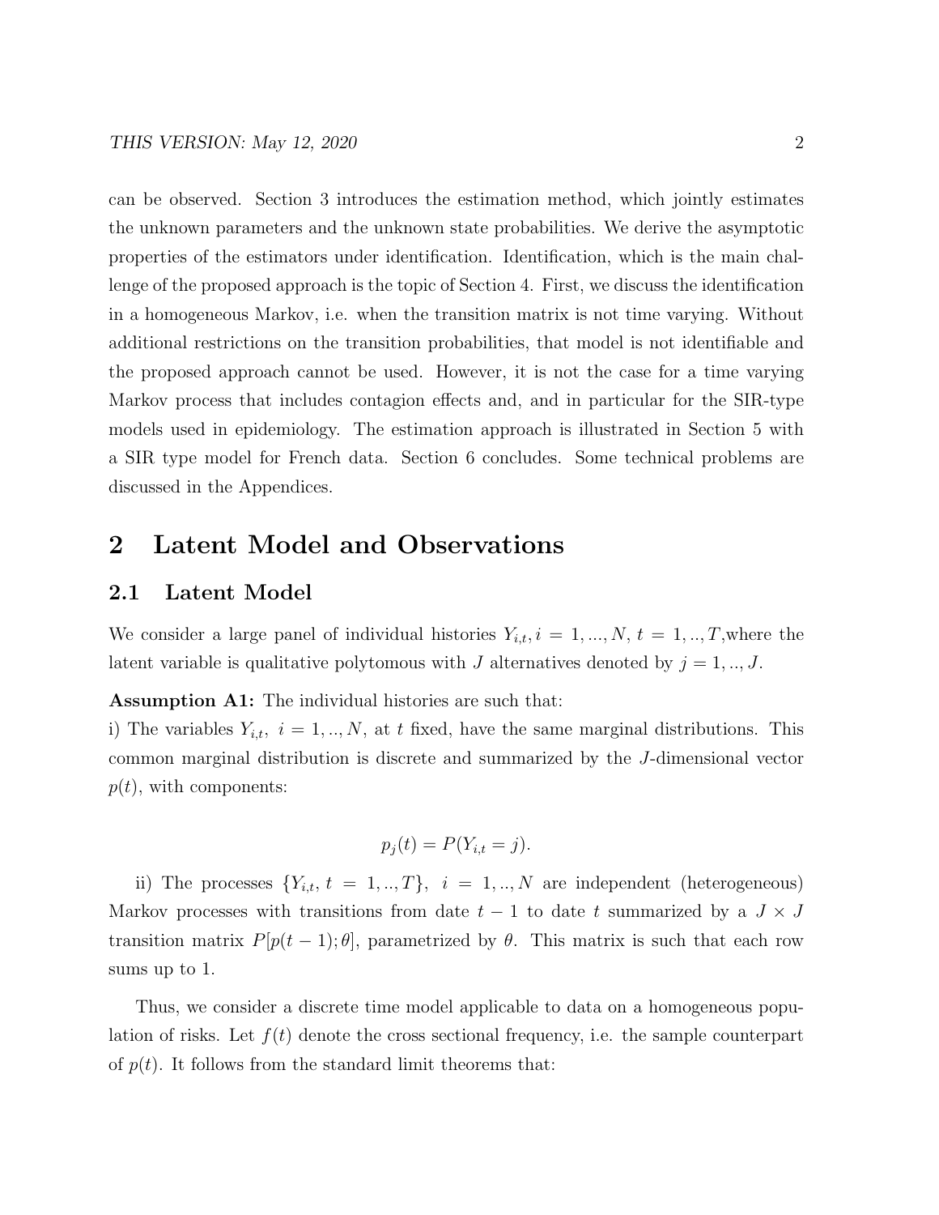can be observed. Section 3 introduces the estimation method, which jointly estimates the unknown parameters and the unknown state probabilities. We derive the asymptotic properties of the estimators under identification. Identification, which is the main challenge of the proposed approach is the topic of Section 4. First, we discuss the identification in a homogeneous Markov, i.e. when the transition matrix is not time varying. Without additional restrictions on the transition probabilities, that model is not identifiable and the proposed approach cannot be used. However, it is not the case for a time varying Markov process that includes contagion effects and, and in particular for the SIR-type models used in epidemiology. The estimation approach is illustrated in Section 5 with a SIR type model for French data. Section 6 concludes. Some technical problems are discussed in the Appendices.

# 2 Latent Model and Observations

## 2.1 Latent Model

We consider a large panel of individual histories $Y_{i,t}, i = 1, ..., N,\ t = 1, .., T$,where the latent variable is qualitative polytomous with $J$ alternatives denoted by $j = 1, .., J$.

**Assumption A1:** The individual histories are such that:
i) The variables $Y_{i,t},\ i = 1, .., N$, at $t$ fixed, have the same marginal distributions. This common marginal distribution is discrete and summarized by the $J$-dimensional vector $p(t)$, with components:

$$p_j(t) = P(Y_{i,t} = j).$$

ii) The processes $\{Y_{i,t},\ t = 1, .., T\},\ \ i = 1, .., N$ are independent (heterogeneous) Markov processes with transitions from date $t-1$ to date $t$ summarized by a $J \times J$ transition matrix $P[p(t-1); \theta]$, parametrized by $\theta$. This matrix is such that each row sums up to 1.

Thus, we consider a discrete time model applicable to data on a homogeneous population of risks. Let $f(t)$ denote the cross sectional frequency, i.e. the sample counterpart of $p(t)$. It follows from the standard limit theorems that: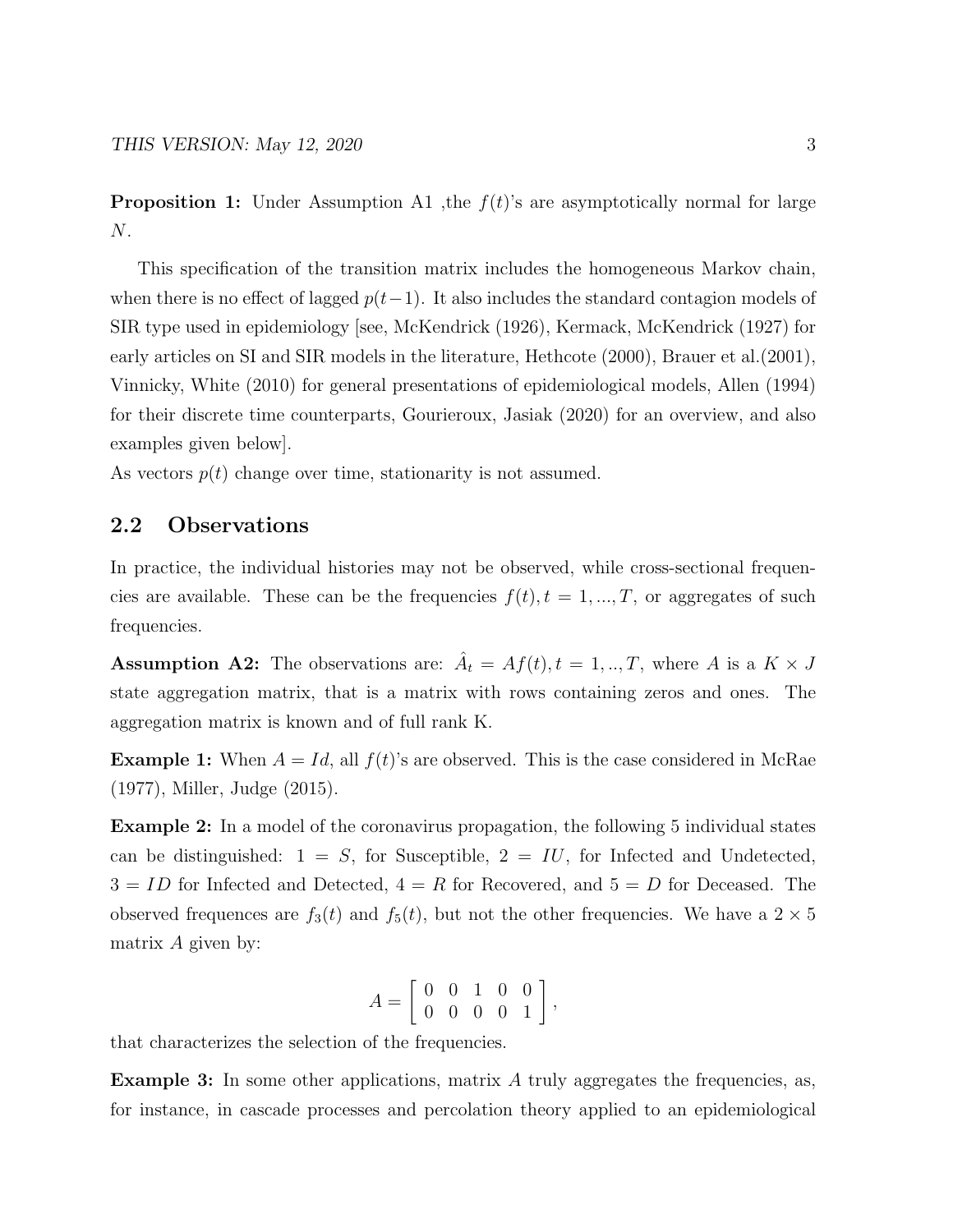**Proposition 1:** Under Assumption A1 ,the $f(t)$'s are asymptotically normal for large $N$.

This specification of the transition matrix includes the homogeneous Markov chain, when there is no effect of lagged $p(t-1)$. It also includes the standard contagion models of SIR type used in epidemiology [see, McKendrick (1926), Kermack, McKendrick (1927) for early articles on SI and SIR models in the literature, Hethcote (2000), Brauer et al.(2001), Vinnicky, White (2010) for general presentations of epidemiological models, Allen (1994) for their discrete time counterparts, Gourieroux, Jasiak (2020) for an overview, and also examples given below].
As vectors $p(t)$ change over time, stationarity is not assumed.

## 2.2 Observations

In practice, the individual histories may not be observed, while cross-sectional frequencies are available. These can be the frequencies $f(t), t = 1, ..., T$, or aggregates of such frequencies.

**Assumption A2:** The observations are: $\hat{A}_t = Af(t), t = 1, .., T$, where $A$ is a $K \times J$ state aggregation matrix, that is a matrix with rows containing zeros and ones. The aggregation matrix is known and of full rank K.

**Example 1:** When $A = Id$, all $f(t)$'s are observed. This is the case considered in McRae (1977), Miller, Judge (2015).

**Example 2:** In a model of the coronavirus propagation, the following 5 individual states can be distinguished: $1 = S$, for Susceptible, $2 = IU$, for Infected and Undetected, $3 = ID$ for Infected and Detected, $4 = R$ for Recovered, and $5 = D$ for Deceased. The observed frequences are $f_3(t)$ and $f_5(t)$, but not the other frequencies. We have a $2 \times 5$ matrix $A$ given by:

$$
A = \begin{bmatrix} 0 & 0 & 1 & 0 & 0 \\ 0 & 0 & 0 & 0 & 1 \end{bmatrix},
$$

that characterizes the selection of the frequencies.

**Example 3:** In some other applications, matrix $A$ truly aggregates the frequencies, as, for instance, in cascade processes and percolation theory applied to an epidemiological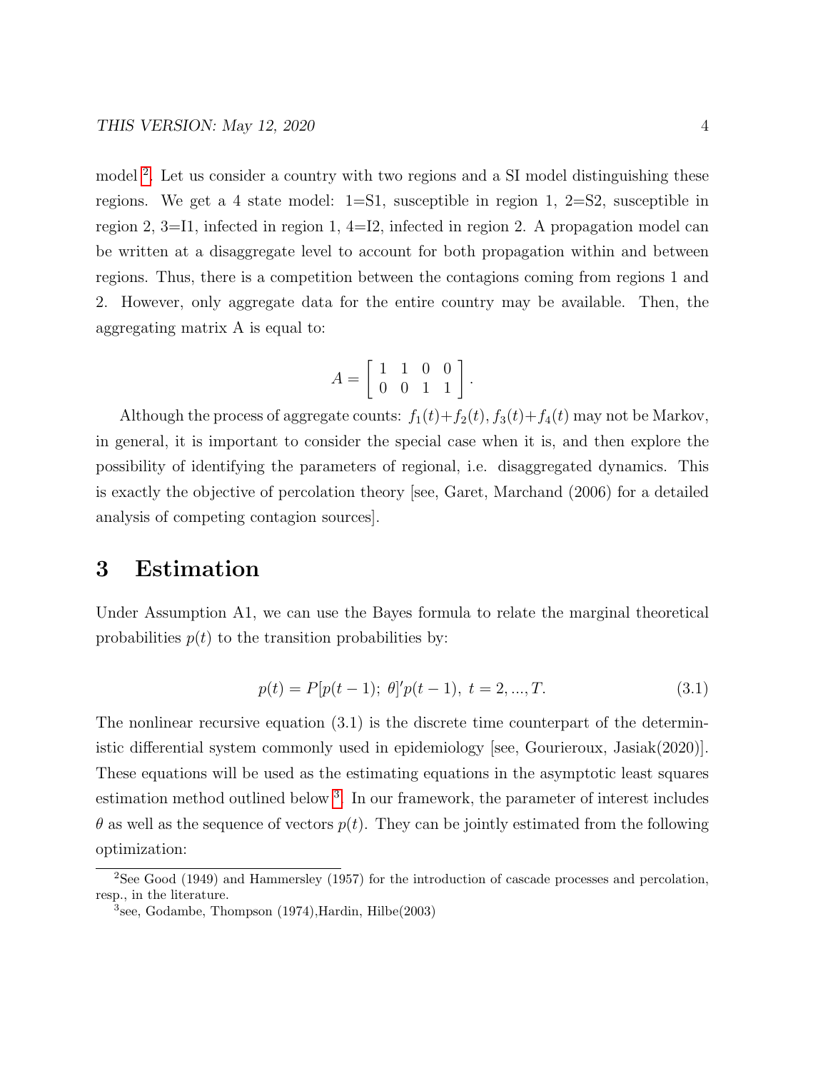model [2]. Let us consider a country with two regions and a SI model distinguishing these regions. We get a 4 state model: 1=S1, susceptible in region 1, 2=S2, susceptible in region 2, 3=I1, infected in region 1, 4=I2, infected in region 2. A propagation model can be written at a disaggregate level to account for both propagation within and between regions. Thus, there is a competition between the contagions coming from regions 1 and 2. However, only aggregate data for the entire country may be available. Then, the aggregating matrix A is equal to:

$$A = \begin{bmatrix} 1 & 1 & 0 & 0 \\ 0 & 0 & 1 & 1 \end{bmatrix}.$$

Although the process of aggregate counts: $f_1(t)+f_2(t), f_3(t)+f_4(t)$ may not be Markov, in general, it is important to consider the special case when it is, and then explore the possibility of identifying the parameters of regional, i.e. disaggregated dynamics. This is exactly the objective of percolation theory [see, Garet, Marchand (2006) for a detailed analysis of competing contagion sources].

# 3 Estimation

Under Assumption A1, we can use the Bayes formula to relate the marginal theoretical probabilities $p(t)$ to the transition probabilities by:

$$p(t) = P[p(t-1);\, \theta]' p(t-1),\ t = 2, ..., T. \tag{3.1}$$

The nonlinear recursive equation (3.1) is the discrete time counterpart of the deterministic differential system commonly used in epidemiology [see, Gourieroux, Jasiak(2020)]. These equations will be used as the estimating equations in the asymptotic least squares estimation method outlined below [3]. In our framework, the parameter of interest includes $\theta$ as well as the sequence of vectors $p(t)$. They can be jointly estimated from the following optimization:

[2] See Good (1949) and Hammersley (1957) for the introduction of cascade processes and percolation, resp., in the literature.

[3] see, Godambe, Thompson (1974),Hardin, Hilbe(2003)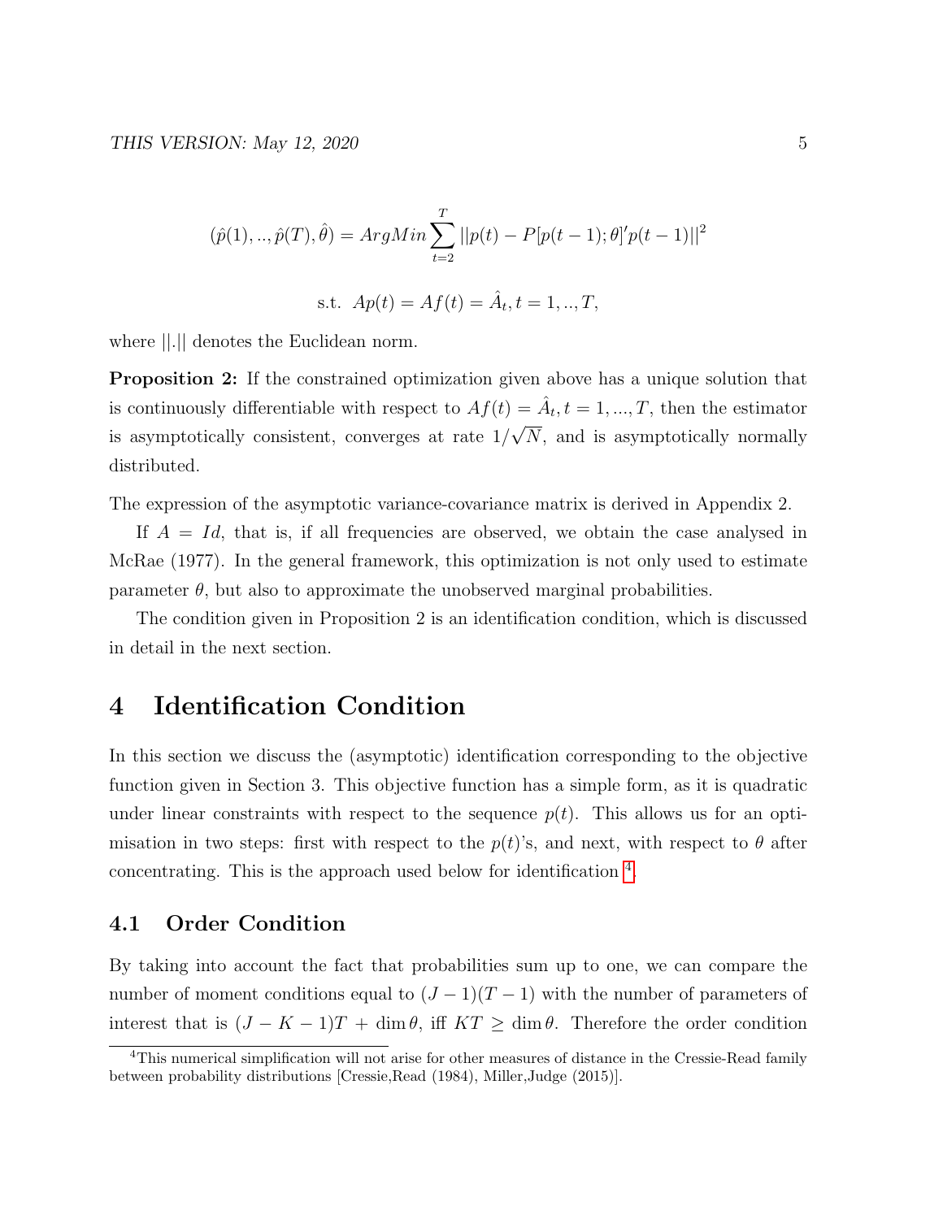$$(\hat{p}(1), .., \hat{p}(T), \hat{\theta}) = ArgMin \sum_{t=2}^{T} ||p(t) - P[p(t-1); \theta]' p(t-1)||^2$$

$$\text{s.t. } Ap(t) = Af(t) = \hat{A}_t, t = 1, .., T,$$

where $||.||$ denotes the Euclidean norm.

**Proposition 2:** If the constrained optimization given above has a unique solution that is continuously differentiable with respect to $Af(t) = \hat{A}_t, t = 1, ..., T$, then the estimator is asymptotically consistent, converges at rate $1/\sqrt{N}$, and is asymptotically normally distributed.

The expression of the asymptotic variance-covariance matrix is derived in Appendix 2.

If $A = Id$, that is, if all frequencies are observed, we obtain the case analysed in McRae (1977). In the general framework, this optimization is not only used to estimate parameter $\theta$, but also to approximate the unobserved marginal probabilities.

The condition given in Proposition 2 is an identification condition, which is discussed in detail in the next section.

# 4 Identification Condition

In this section we discuss the (asymptotic) identification corresponding to the objective function given in Section 3. This objective function has a simple form, as it is quadratic under linear constraints with respect to the sequence $p(t)$. This allows us for an optimisation in two steps: first with respect to the $p(t)$'s, and next, with respect to $\theta$ after concentrating. This is the approach used below for identification [4].

## 4.1 Order Condition

By taking into account the fact that probabilities sum up to one, we can compare the number of moment conditions equal to $(J-1)(T-1)$ with the number of parameters of interest that is $(J-K-1)T + \dim \theta$, iff $KT \geq \dim \theta$. Therefore the order condition

[4] This numerical simplification will not arise for other measures of distance in the Cressie-Read family between probability distributions [Cressie,Read (1984), Miller,Judge (2015)].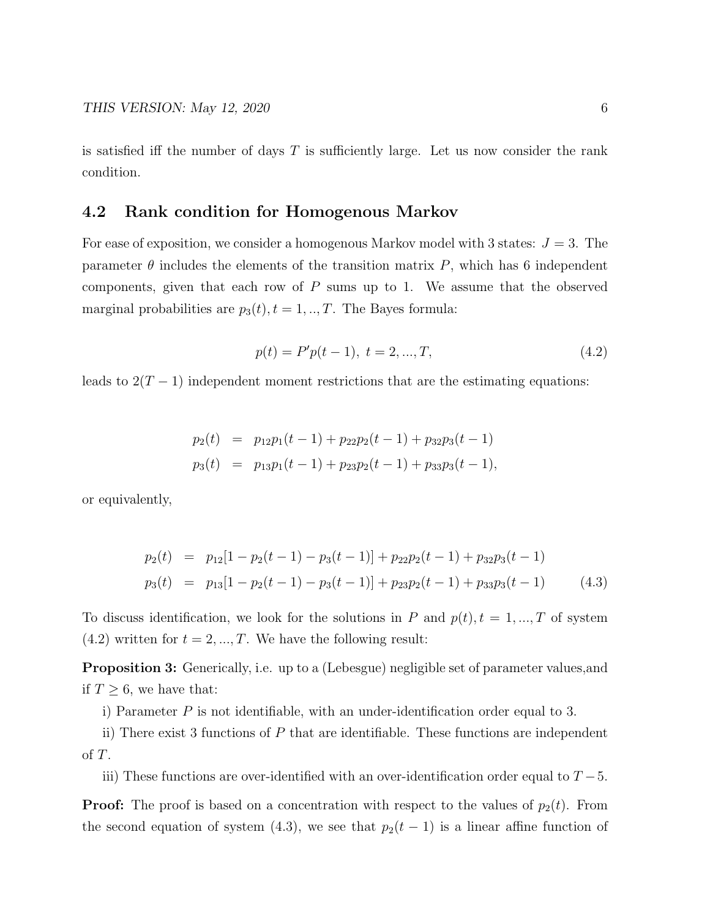is satisfied iff the number of days $T$ is sufficiently large. Let us now consider the rank condition.

## 4.2 Rank condition for Homogenous Markov

For ease of exposition, we consider a homogenous Markov model with 3 states: $J = 3$. The parameter $\theta$ includes the elements of the transition matrix $P$, which has 6 independent components, given that each row of $P$ sums up to 1. We assume that the observed marginal probabilities are $p_3(t), t = 1, .., T$. The Bayes formula:

$$p(t) = P'p(t-1), \; t = 2, ..., T, \tag{4.2}$$

leads to $2(T-1)$ independent moment restrictions that are the estimating equations:

$$\begin{aligned}
p_2(t) &= p_{12}p_1(t-1) + p_{22}p_2(t-1) + p_{32}p_3(t-1) \\
p_3(t) &= p_{13}p_1(t-1) + p_{23}p_2(t-1) + p_{33}p_3(t-1),
\end{aligned}$$

or equivalently,

$$\begin{aligned}
p_2(t) &= p_{12}[1 - p_2(t-1) - p_3(t-1)] + p_{22}p_2(t-1) + p_{32}p_3(t-1) \\
p_3(t) &= p_{13}[1 - p_2(t-1) - p_3(t-1)] + p_{23}p_2(t-1) + p_{33}p_3(t-1)
\end{aligned} \tag{4.3}$$

To discuss identification, we look for the solutions in $P$ and $p(t), t = 1, ..., T$ of system (4.2) written for $t = 2, ..., T$. We have the following result:

**Proposition 3:** Generically, i.e. up to a (Lebesgue) negligible set of parameter values,and if $T \geq 6$, we have that:

i) Parameter $P$ is not identifiable, with an under-identification order equal to 3.

ii) There exist 3 functions of $P$ that are identifiable. These functions are independent of $T$.

iii) These functions are over-identified with an over-identification order equal to $T - 5$.

**Proof:** The proof is based on a concentration with respect to the values of $p_2(t)$. From the second equation of system (4.3), we see that $p_2(t-1)$ is a linear affine function of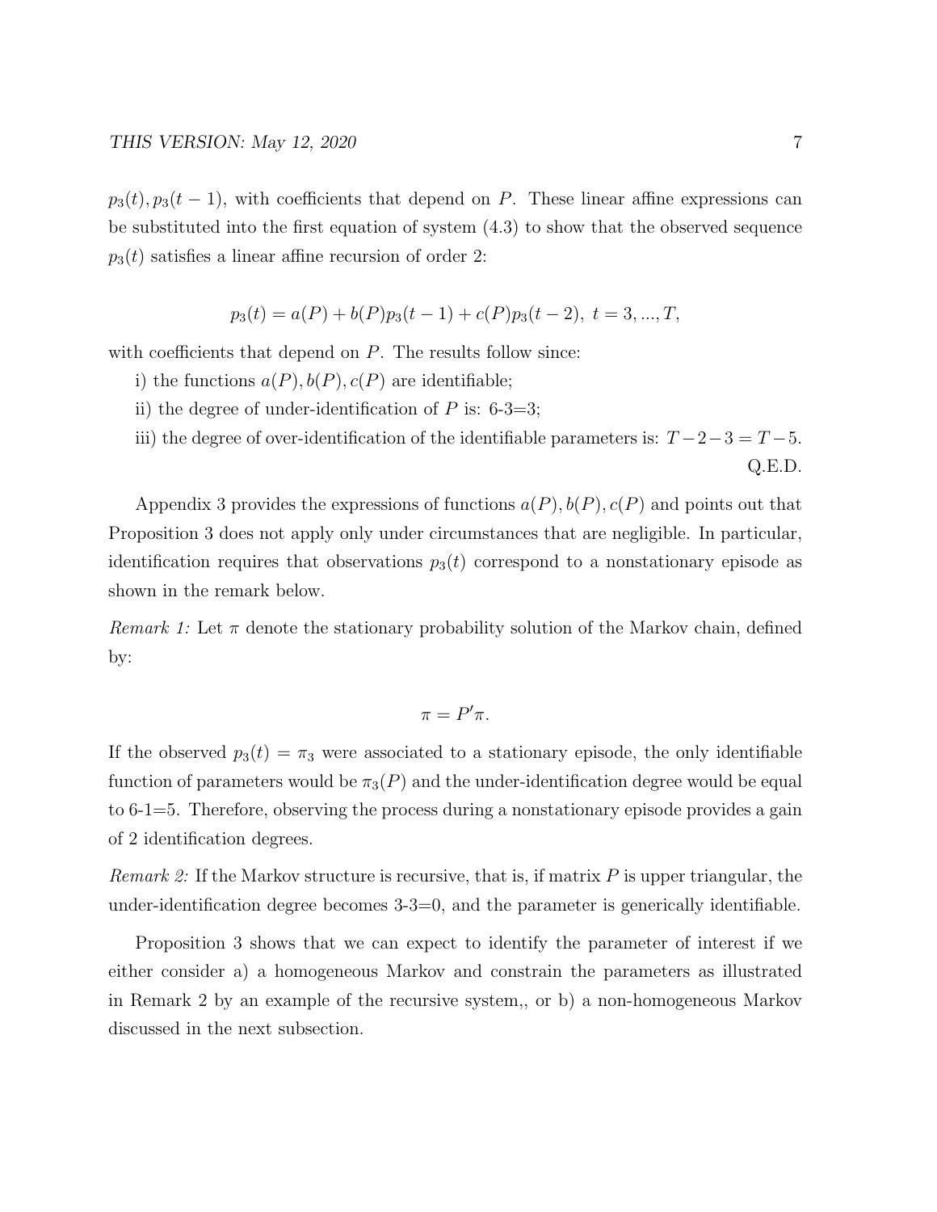$p_3(t), p_3(t-1)$, with coefficients that depend on $P$. These linear affine expressions can be substituted into the first equation of system (4.3) to show that the observed sequence $p_3(t)$ satisfies a linear affine recursion of order 2:

$$p_3(t) = a(P) + b(P)p_3(t-1) + c(P)p_3(t-2),\ t = 3, ..., T,$$

with coefficients that depend on $P$. The results follow since:

i) the functions $a(P), b(P), c(P)$ are identifiable;

ii) the degree of under-identification of $P$ is: 6-3=3;

iii) the degree of over-identification of the identifiable parameters is: $T-2-3 = T-5$.

Q.E.D.

Appendix 3 provides the expressions of functions $a(P), b(P), c(P)$ and points out that Proposition 3 does not apply only under circumstances that are negligible. In particular, identification requires that observations $p_3(t)$ correspond to a nonstationary episode as shown in the remark below.

*Remark 1:* Let $\pi$ denote the stationary probability solution of the Markov chain, defined by:

$$\pi = P'\pi.$$

If the observed $p_3(t) = \pi_3$ were associated to a stationary episode, the only identifiable function of parameters would be $\pi_3(P)$ and the under-identification degree would be equal to 6-1=5. Therefore, observing the process during a nonstationary episode provides a gain of 2 identification degrees.

*Remark 2:* If the Markov structure is recursive, that is, if matrix $P$ is upper triangular, the under-identification degree becomes 3-3=0, and the parameter is generically identifiable.

Proposition 3 shows that we can expect to identify the parameter of interest if we either consider a) a homogeneous Markov and constrain the parameters as illustrated in Remark 2 by an example of the recursive system,, or b) a non-homogeneous Markov discussed in the next subsection.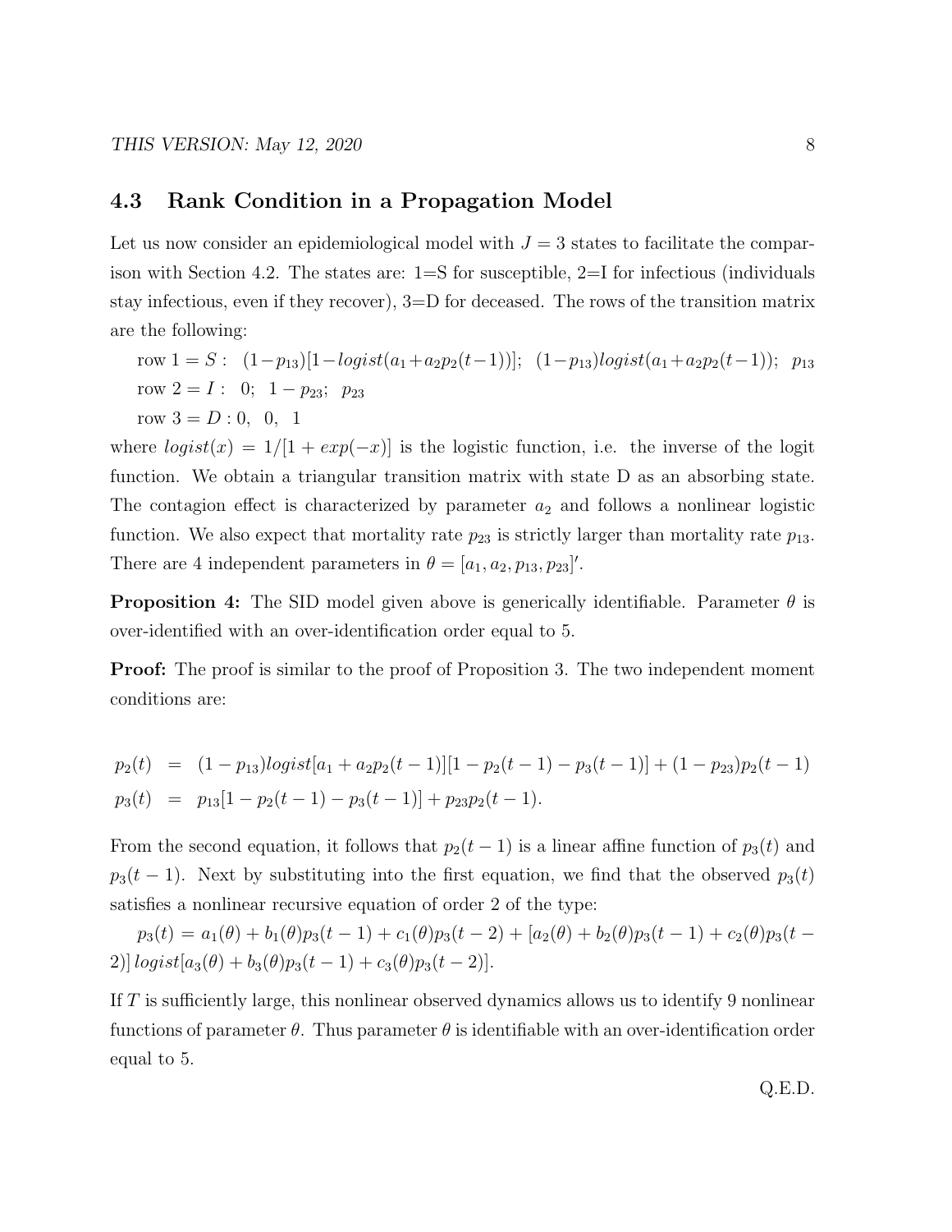### 4.3 Rank Condition in a Propagation Model

Let us now consider an epidemiological model with $J = 3$ states to facilitate the comparison with Section 4.2. The states are: 1=S for susceptible, 2=I for infectious (individuals stay infectious, even if they recover), 3=D for deceased. The rows of the transition matrix are the following:

row $1 = S$ : $(1-p_{13})[1-logist(a_1+a_2p_2(t-1))]$; $(1-p_{13})logist(a_1+a_2p_2(t-1))$; $p_{13}$

row $2 = I$ : $0$; $1-p_{23}$; $p_{23}$

row $3 = D$ : $0$, $0$, $1$

where $logist(x) = 1/[1 + exp(-x)]$ is the logistic function, i.e. the inverse of the logit function. We obtain a triangular transition matrix with state D as an absorbing state. The contagion effect is characterized by parameter $a_2$ and follows a nonlinear logistic function. We also expect that mortality rate $p_{23}$ is strictly larger than mortality rate $p_{13}$. There are 4 independent parameters in $\theta = [a_1, a_2, p_{13}, p_{23}]'$.

**Proposition 4:** The SID model given above is generically identifiable. Parameter $\theta$ is over-identified with an over-identification order equal to 5.

**Proof:** The proof is similar to the proof of Proposition 3. The two independent moment conditions are:

$$
\begin{aligned}
p_2(t) &= (1-p_{13})logist[a_1 + a_2p_2(t-1)][1-p_2(t-1)-p_3(t-1)] + (1-p_{23})p_2(t-1) \\
p_3(t) &= p_{13}[1-p_2(t-1)-p_3(t-1)] + p_{23}p_2(t-1).
\end{aligned}
$$

From the second equation, it follows that $p_2(t-1)$ is a linear affine function of $p_3(t)$ and $p_3(t-1)$. Next by substituting into the first equation, we find that the observed $p_3(t)$ satisfies a nonlinear recursive equation of order 2 of the type:

$p_3(t) = a_1(\theta) + b_1(\theta)p_3(t-1) + c_1(\theta)p_3(t-2) + [a_2(\theta) + b_2(\theta)p_3(t-1) + c_2(\theta)p_3(t-2)]\, logist[a_3(\theta) + b_3(\theta)p_3(t-1) + c_3(\theta)p_3(t-2)]$.

If $T$ is sufficiently large, this nonlinear observed dynamics allows us to identify 9 nonlinear functions of parameter $\theta$. Thus parameter $\theta$ is identifiable with an over-identification order equal to 5.

Q.E.D.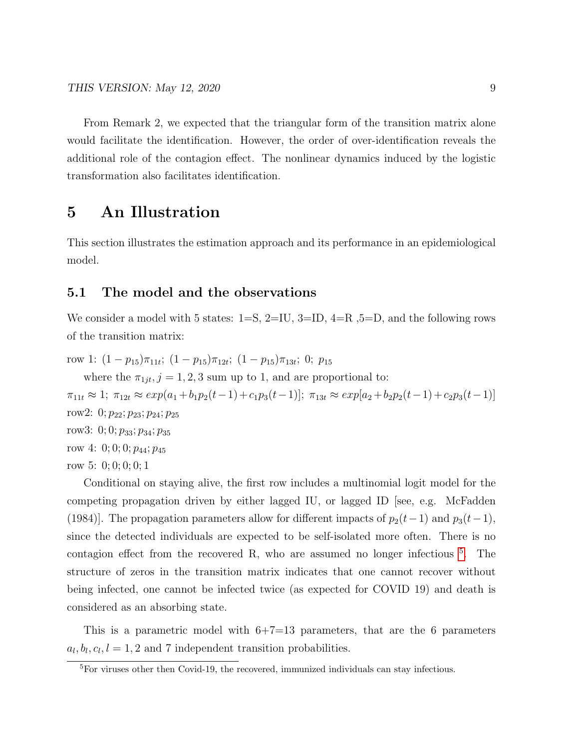From Remark 2, we expected that the triangular form of the transition matrix alone would facilitate the identification. However, the order of over-identification reveals the additional role of the contagion effect. The nonlinear dynamics induced by the logistic transformation also facilitates identification.

# 5 An Illustration

This section illustrates the estimation approach and its performance in an epidemiological model.

## 5.1 The model and the observations

We consider a model with 5 states: 1=S, 2=IU, 3=ID, 4=R ,5=D, and the following rows of the transition matrix:

row 1: $(1-p_{15})\pi_{11t};\ (1-p_{15})\pi_{12t};\ (1-p_{15})\pi_{13t};\ 0;\ p_{15}$

where the $\pi_{1jt}, j=1,2,3$ sum up to 1, and are proportional to:

$\pi_{11t} \approx 1;\ \pi_{12t} \approx exp(a_1 + b_1 p_2(t-1) + c_1 p_3(t-1)];\ \pi_{13t} \approx exp[a_2 + b_2 p_2(t-1) + c_2 p_3(t-1)]$

row2: $0; p_{22}; p_{23}; p_{24}; p_{25}$

row3: $0; 0; p_{33}; p_{34}; p_{35}$

row 4: $0; 0; 0; p_{44}; p_{45}$

row 5: $0; 0; 0; 0; 1$

Conditional on staying alive, the first row includes a multinomial logit model for the competing propagation driven by either lagged IU, or lagged ID [see, e.g. McFadden (1984)]. The propagation parameters allow for different impacts of $p_2(t-1)$ and $p_3(t-1)$, since the detected individuals are expected to be self-isolated more often. There is no contagion effect from the recovered R, who are assumed no longer infectious [5]. The structure of zeros in the transition matrix indicates that one cannot recover without being infected, one cannot be infected twice (as expected for COVID 19) and death is considered as an absorbing state.

This is a parametric model with 6+7=13 parameters, that are the 6 parameters $a_l, b_l, c_l, l = 1, 2$ and 7 independent transition probabilities.

[5]For viruses other then Covid-19, the recovered, immunized individuals can stay infectious.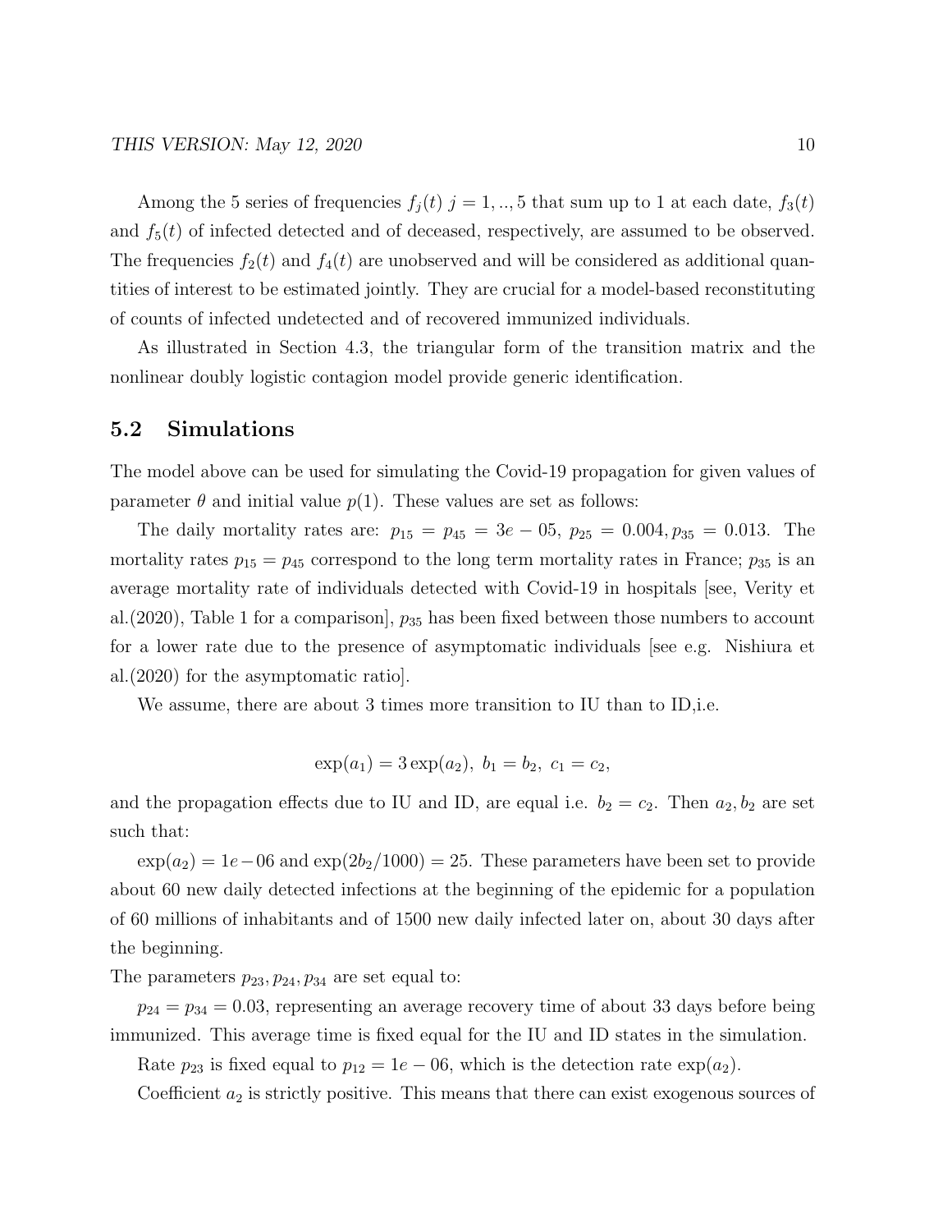Among the 5 series of frequencies $f_j(t)$ $j = 1,..,5$ that sum up to 1 at each date, $f_3(t)$ and $f_5(t)$ of infected detected and of deceased, respectively, are assumed to be observed. The frequencies $f_2(t)$ and $f_4(t)$ are unobserved and will be considered as additional quantities of interest to be estimated jointly. They are crucial for a model-based reconstituting of counts of infected undetected and of recovered immunized individuals.

As illustrated in Section 4.3, the triangular form of the transition matrix and the nonlinear doubly logistic contagion model provide generic identification.

## 5.2 Simulations

The model above can be used for simulating the Covid-19 propagation for given values of parameter $\theta$ and initial value $p(1)$. These values are set as follows:

The daily mortality rates are: $p_{15} = p_{45} = 3e-05$, $p_{25} = 0.004, p_{35} = 0.013$. The mortality rates $p_{15} = p_{45}$ correspond to the long term mortality rates in France; $p_{35}$ is an average mortality rate of individuals detected with Covid-19 in hospitals [see, Verity et al.(2020), Table 1 for a comparison], $p_{35}$ has been fixed between those numbers to account for a lower rate due to the presence of asymptomatic individuals [see e.g. Nishiura et al.(2020) for the asymptomatic ratio].

We assume, there are about 3 times more transition to IU than to ID,i.e.

$$\exp(a_1) = 3\exp(a_2),\ b_1 = b_2,\ c_1 = c_2,$$

and the propagation effects due to IU and ID, are equal i.e. $b_2 = c_2$. Then $a_2, b_2$ are set such that:

$\exp(a_2) = 1e-06$ and $\exp(2b_2/1000) = 25$. These parameters have been set to provide about 60 new daily detected infections at the beginning of the epidemic for a population of 60 millions of inhabitants and of 1500 new daily infected later on, about 30 days after the beginning.

The parameters $p_{23}, p_{24}, p_{34}$ are set equal to:

$p_{24} = p_{34} = 0.03$, representing an average recovery time of about 33 days before being immunized. This average time is fixed equal for the IU and ID states in the simulation.

Rate $p_{23}$ is fixed equal to $p_{12} = 1e-06$, which is the detection rate $\exp(a_2)$.

Coefficient $a_2$ is strictly positive. This means that there can exist exogenous sources of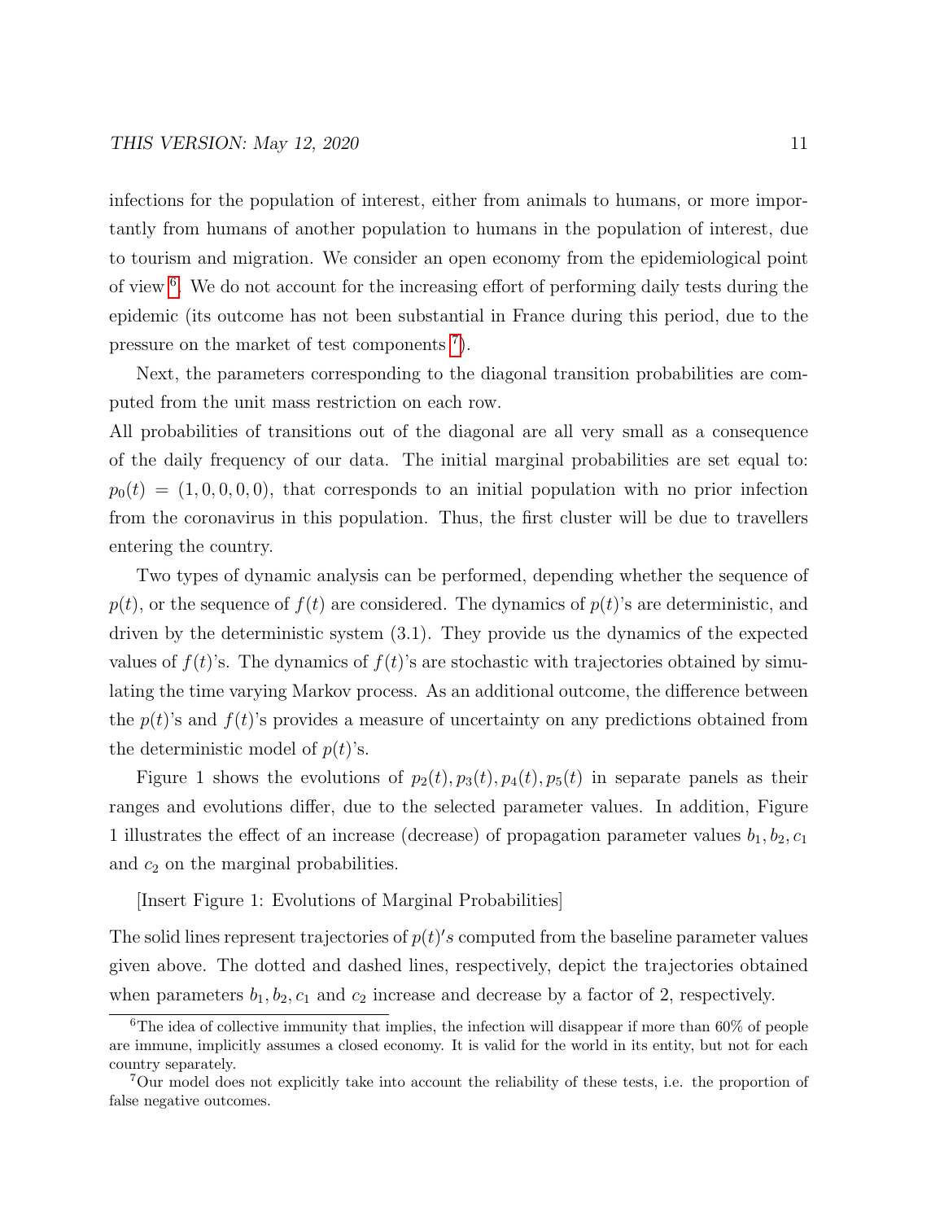infections for the population of interest, either from animals to humans, or more importantly from humans of another population to humans in the population of interest, due to tourism and migration. We consider an open economy from the epidemiological point of view [6]. We do not account for the increasing effort of performing daily tests during the epidemic (its outcome has not been substantial in France during this period, due to the pressure on the market of test components [7]).

Next, the parameters corresponding to the diagonal transition probabilities are computed from the unit mass restriction on each row.
All probabilities of transitions out of the diagonal are all very small as a consequence of the daily frequency of our data. The initial marginal probabilities are set equal to: $p_0(t) = (1, 0, 0, 0, 0)$, that corresponds to an initial population with no prior infection from the coronavirus in this population. Thus, the first cluster will be due to travellers entering the country.

Two types of dynamic analysis can be performed, depending whether the sequence of $p(t)$, or the sequence of $f(t)$ are considered. The dynamics of $p(t)$'s are deterministic, and driven by the deterministic system (3.1). They provide us the dynamics of the expected values of $f(t)$'s. The dynamics of $f(t)$'s are stochastic with trajectories obtained by simulating the time varying Markov process. As an additional outcome, the difference between the $p(t)$'s and $f(t)$'s provides a measure of uncertainty on any predictions obtained from the deterministic model of $p(t)$'s.

Figure 1 shows the evolutions of $p_2(t), p_3(t), p_4(t), p_5(t)$ in separate panels as their ranges and evolutions differ, due to the selected parameter values. In addition, Figure 1 illustrates the effect of an increase (decrease) of propagation parameter values $b_1, b_2, c_1$ and $c_2$ on the marginal probabilities.

[Insert Figure 1: Evolutions of Marginal Probabilities]

The solid lines represent trajectories of $p(t)'s$ computed from the baseline parameter values given above. The dotted and dashed lines, respectively, depict the trajectories obtained when parameters $b_1, b_2, c_1$ and $c_2$ increase and decrease by a factor of 2, respectively.

---

[6] The idea of collective immunity that implies, the infection will disappear if more than 60% of people are immune, implicitly assumes a closed economy. It is valid for the world in its entity, but not for each country separately.

[7] Our model does not explicitly take into account the reliability of these tests, i.e. the proportion of false negative outcomes.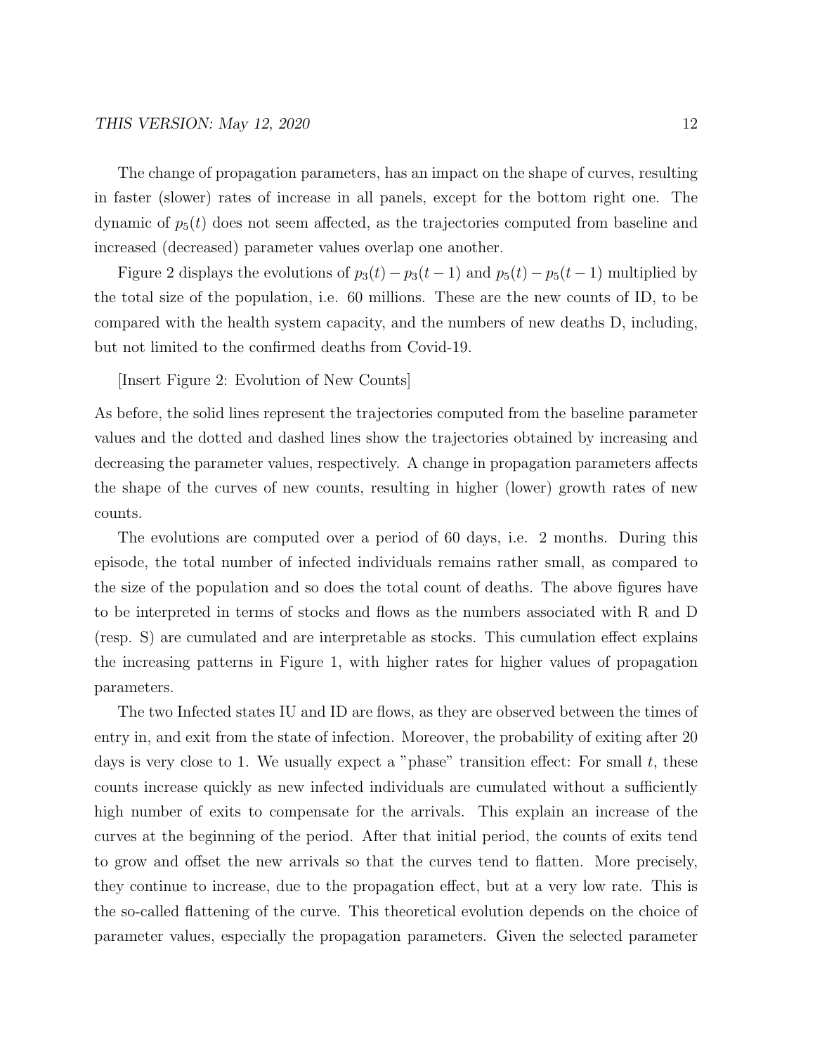The change of propagation parameters, has an impact on the shape of curves, resulting in faster (slower) rates of increase in all panels, except for the bottom right one. The dynamic of $p_5(t)$ does not seem affected, as the trajectories computed from baseline and increased (decreased) parameter values overlap one another.

Figure 2 displays the evolutions of $p_3(t) - p_3(t-1)$ and $p_5(t) - p_5(t-1)$ multiplied by the total size of the population, i.e. 60 millions. These are the new counts of ID, to be compared with the health system capacity, and the numbers of new deaths D, including, but not limited to the confirmed deaths from Covid-19.

[Insert Figure 2: Evolution of New Counts]

As before, the solid lines represent the trajectories computed from the baseline parameter values and the dotted and dashed lines show the trajectories obtained by increasing and decreasing the parameter values, respectively. A change in propagation parameters affects the shape of the curves of new counts, resulting in higher (lower) growth rates of new counts.

The evolutions are computed over a period of 60 days, i.e. 2 months. During this episode, the total number of infected individuals remains rather small, as compared to the size of the population and so does the total count of deaths. The above figures have to be interpreted in terms of stocks and flows as the numbers associated with R and D (resp. S) are cumulated and are interpretable as stocks. This cumulation effect explains the increasing patterns in Figure 1, with higher rates for higher values of propagation parameters.

The two Infected states IU and ID are flows, as they are observed between the times of entry in, and exit from the state of infection. Moreover, the probability of exiting after 20 days is very close to 1. We usually expect a "phase" transition effect: For small $t$, these counts increase quickly as new infected individuals are cumulated without a sufficiently high number of exits to compensate for the arrivals. This explain an increase of the curves at the beginning of the period. After that initial period, the counts of exits tend to grow and offset the new arrivals so that the curves tend to flatten. More precisely, they continue to increase, due to the propagation effect, but at a very low rate. This is the so-called flattening of the curve. This theoretical evolution depends on the choice of parameter values, especially the propagation parameters. Given the selected parameter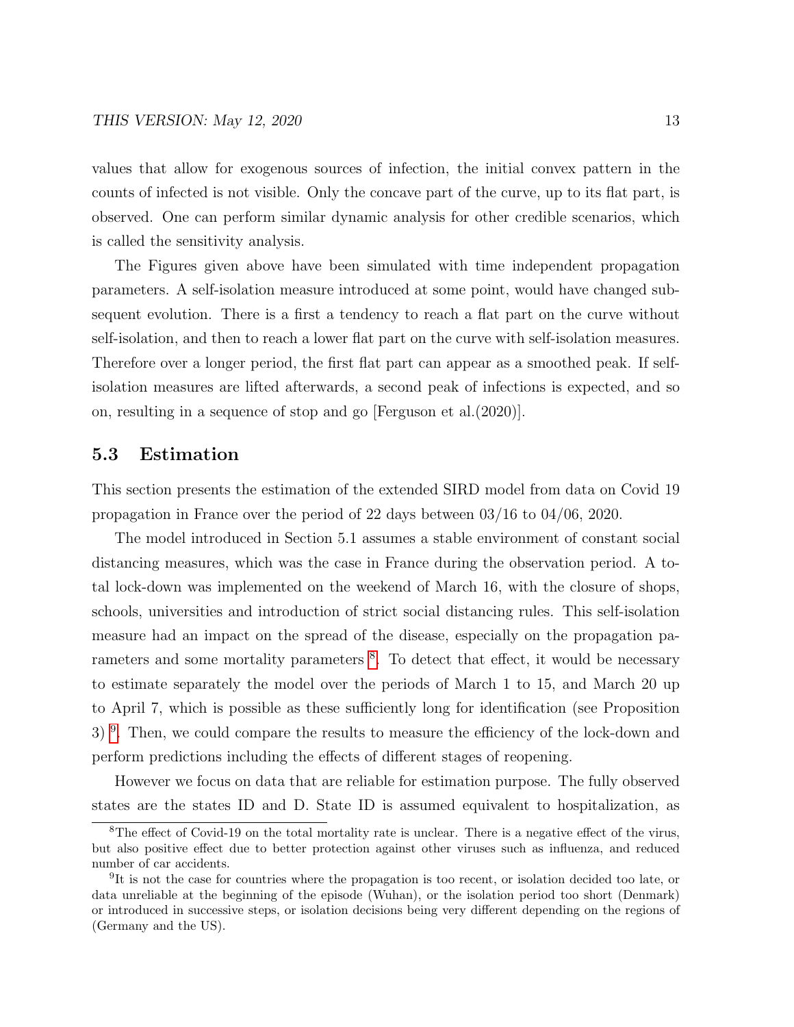values that allow for exogenous sources of infection, the initial convex pattern in the counts of infected is not visible. Only the concave part of the curve, up to its flat part, is observed. One can perform similar dynamic analysis for other credible scenarios, which is called the sensitivity analysis.

The Figures given above have been simulated with time independent propagation parameters. A self-isolation measure introduced at some point, would have changed subsequent evolution. There is a first a tendency to reach a flat part on the curve without self-isolation, and then to reach a lower flat part on the curve with self-isolation measures. Therefore over a longer period, the first flat part can appear as a smoothed peak. If self-isolation measures are lifted afterwards, a second peak of infections is expected, and so on, resulting in a sequence of stop and go [Ferguson et al.(2020)].

## 5.3 Estimation

This section presents the estimation of the extended SIRD model from data on Covid 19 propagation in France over the period of 22 days between 03/16 to 04/06, 2020.

The model introduced in Section 5.1 assumes a stable environment of constant social distancing measures, which was the case in France during the observation period. A total lock-down was implemented on the weekend of March 16, with the closure of shops, schools, universities and introduction of strict social distancing rules. This self-isolation measure had an impact on the spread of the disease, especially on the propagation parameters and some mortality parameters [8]. To detect that effect, it would be necessary to estimate separately the model over the periods of March 1 to 15, and March 20 up to April 7, which is possible as these sufficiently long for identification (see Proposition 3) [9]. Then, we could compare the results to measure the efficiency of the lock-down and perform predictions including the effects of different stages of reopening.

However we focus on data that are reliable for estimation purpose. The fully observed states are the states ID and D. State ID is assumed equivalent to hospitalization, as

[8] The effect of Covid-19 on the total mortality rate is unclear. There is a negative effect of the virus, but also positive effect due to better protection against other viruses such as influenza, and reduced number of car accidents.

[9] It is not the case for countries where the propagation is too recent, or isolation decided too late, or data unreliable at the beginning of the episode (Wuhan), or the isolation period too short (Denmark) or introduced in successive steps, or isolation decisions being very different depending on the regions of (Germany and the US).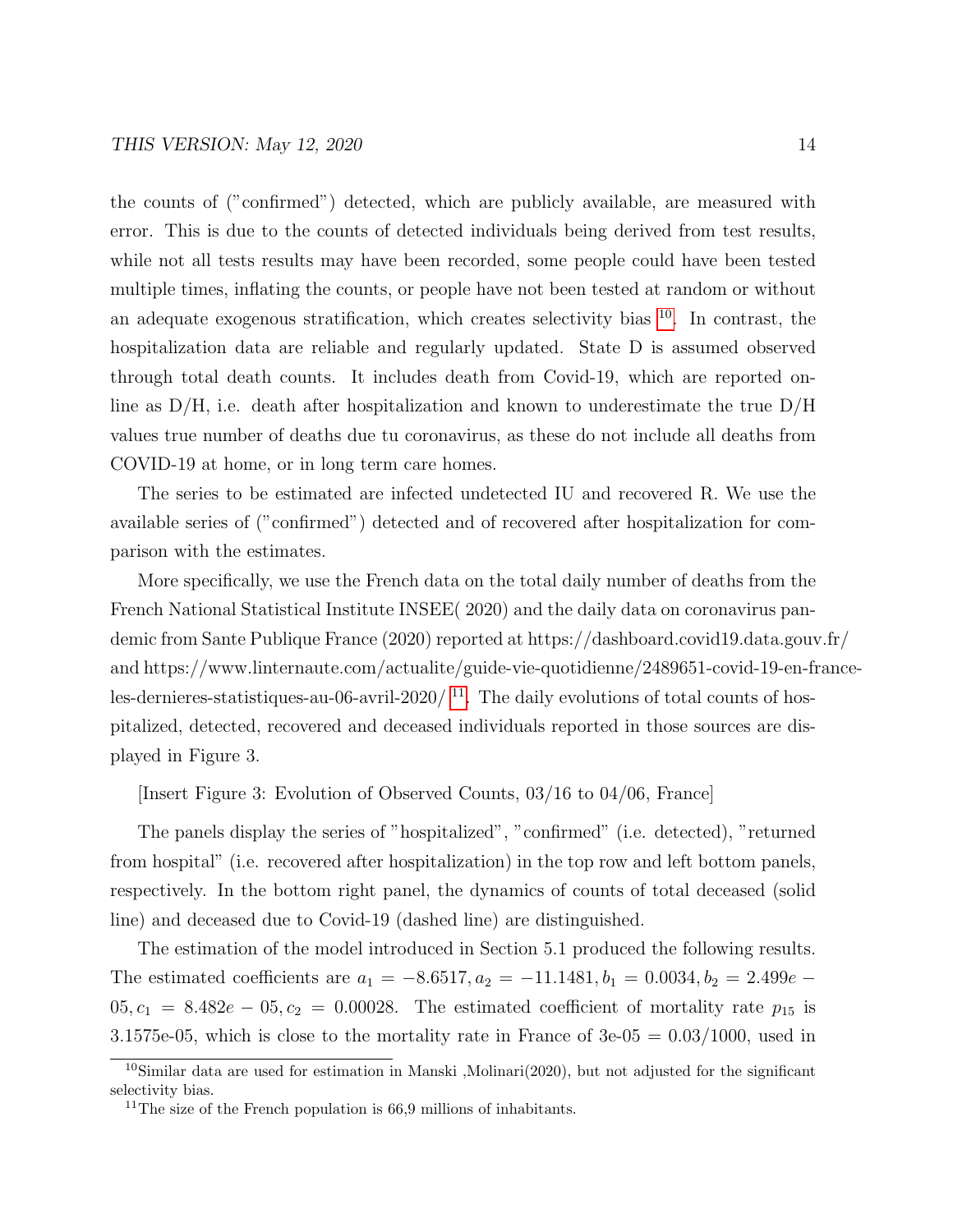the counts of ("confirmed") detected, which are publicly available, are measured with error. This is due to the counts of detected individuals being derived from test results, while not all tests results may have been recorded, some people could have been tested multiple times, inflating the counts, or people have not been tested at random or without an adequate exogenous stratification, which creates selectivity bias [10]. In contrast, the hospitalization data are reliable and regularly updated. State D is assumed observed through total death counts. It includes death from Covid-19, which are reported on-line as D/H, i.e. death after hospitalization and known to underestimate the true D/H values true number of deaths due tu coronavirus, as these do not include all deaths from COVID-19 at home, or in long term care homes.

The series to be estimated are infected undetected IU and recovered R. We use the available series of ("confirmed") detected and of recovered after hospitalization for comparison with the estimates.

More specifically, we use the French data on the total daily number of deaths from the French National Statistical Institute INSEE( 2020) and the daily data on coronavirus pandemic from Sante Publique France (2020) reported at https://dashboard.covid19.data.gouv.fr/ and https://www.linternaute.com/actualite/guide-vie-quotidienne/2489651-covid-19-en-france-les-dernieres-statistiques-au-06-avril-2020/ [11]. The daily evolutions of total counts of hospitalized, detected, recovered and deceased individuals reported in those sources are displayed in Figure 3.

[Insert Figure 3: Evolution of Observed Counts, 03/16 to 04/06, France]

The panels display the series of "hospitalized", "confirmed" (i.e. detected), "returned from hospital" (i.e. recovered after hospitalization) in the top row and left bottom panels, respectively. In the bottom right panel, the dynamics of counts of total deceased (solid line) and deceased due to Covid-19 (dashed line) are distinguished.

The estimation of the model introduced in Section 5.1 produced the following results. The estimated coefficients are $a_1 = -8.6517, a_2 = -11.1481, b_1 = 0.0034, b_2 = 2.499e-05, c_1 = 8.482e-05, c_2 = 0.00028$. The estimated coefficient of mortality rate $p_{15}$ is 3.1575e-05, which is close to the mortality rate in France of 3e-05 = 0.03/1000, used in

[10] Similar data are used for estimation in Manski ,Molinari(2020), but not adjusted for the significant selectivity bias.

[11] The size of the French population is 66,9 millions of inhabitants.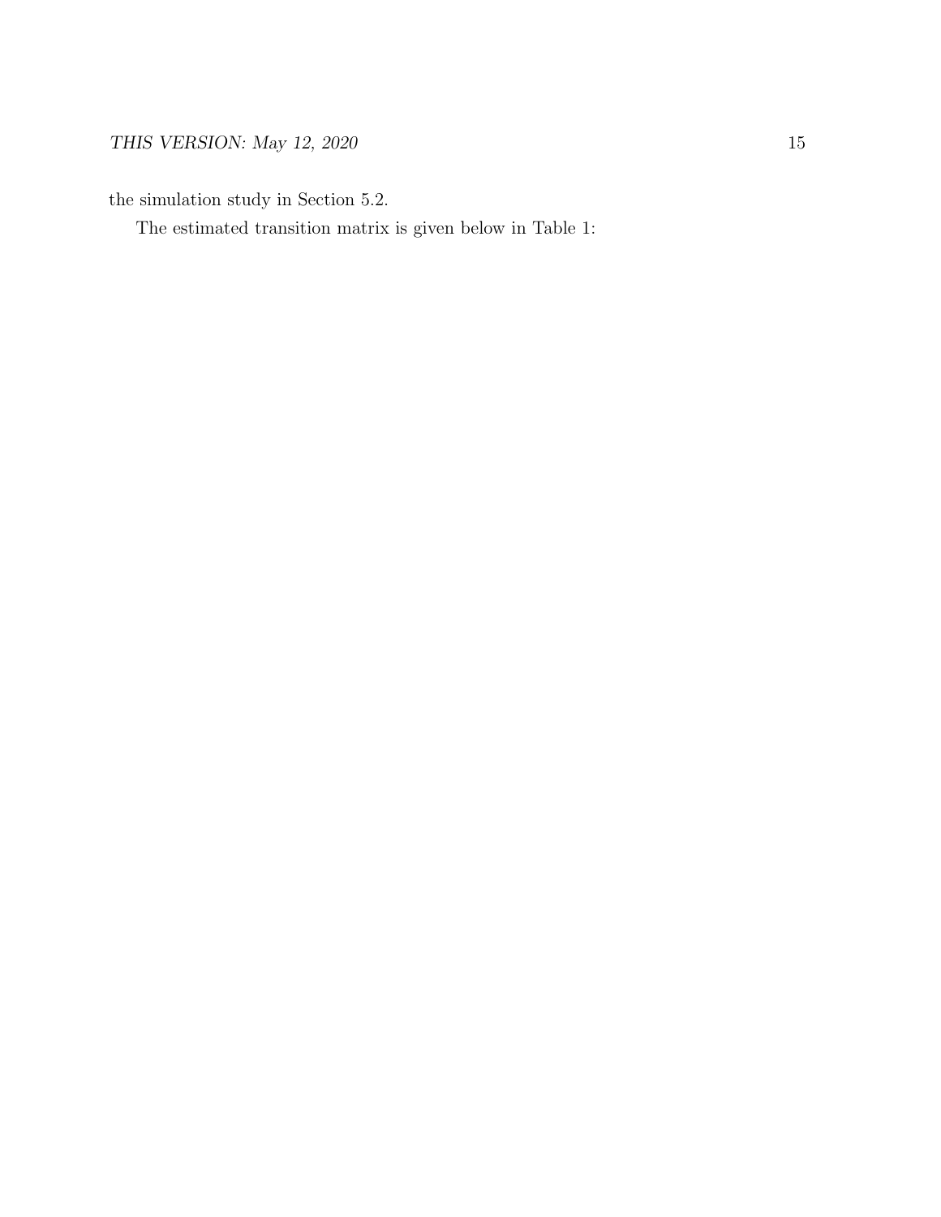the simulation study in Section 5.2.

The estimated transition matrix is given below in Table 1: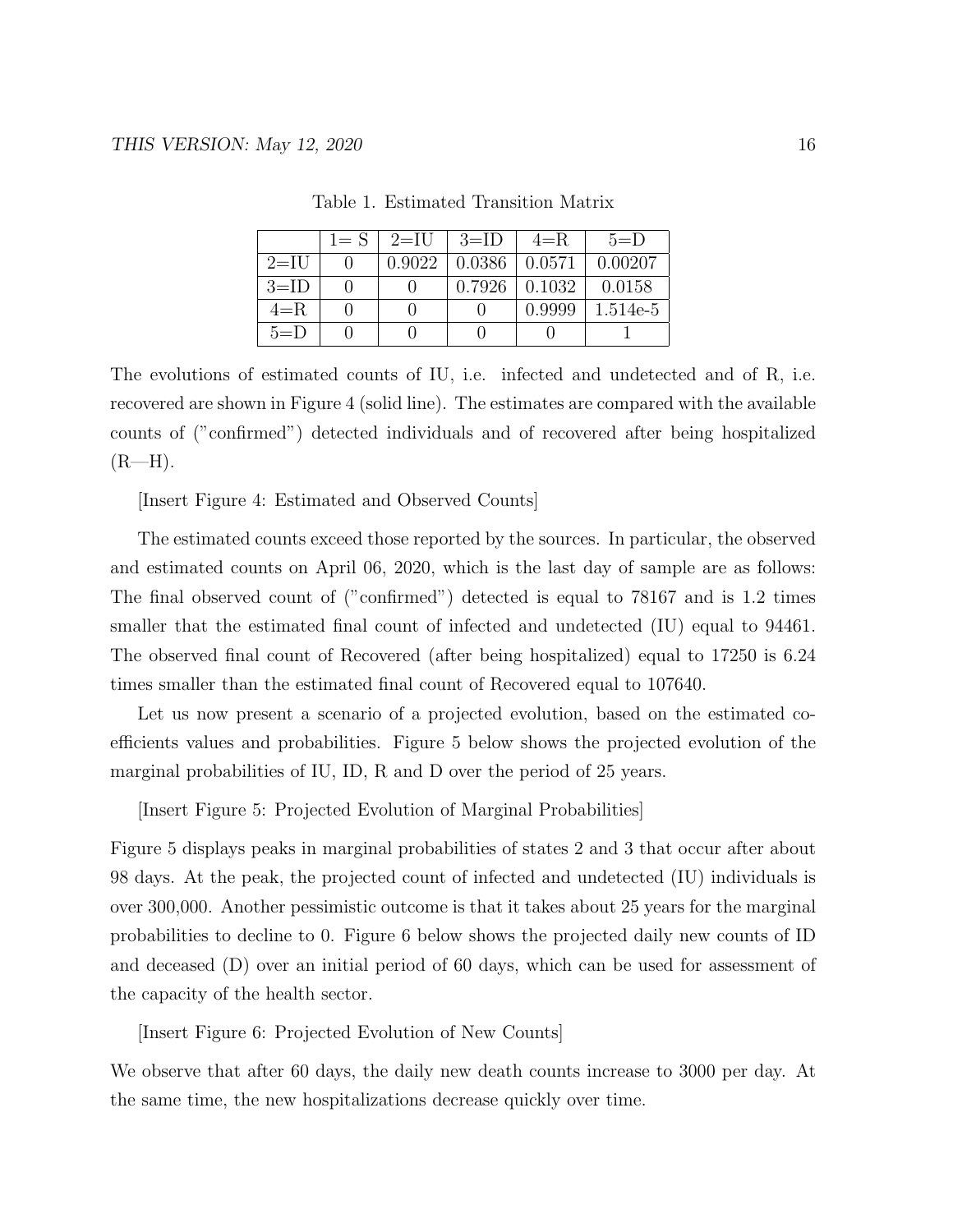Table 1. Estimated Transition Matrix

| | 1= S | 2=IU | 3=ID | 4=R | 5=D |
|---|---|---|---|---|---|
| 2=IU | 0 | 0.9022 | 0.0386 | 0.0571 | 0.00207 |
| 3=ID | 0 | 0 | 0.7926 | 0.1032 | 0.0158 |
| 4=R | 0 | 0 | 0 | 0.9999 | 1.514e-5 |
| 5=D | 0 | 0 | 0 | 0 | 1 |

The evolutions of estimated counts of IU, i.e. infected and undetected and of R, i.e. recovered are shown in Figure 4 (solid line). The estimates are compared with the available counts of ("confirmed") detected individuals and of recovered after being hospitalized (R—H).

[Insert Figure 4: Estimated and Observed Counts]

The estimated counts exceed those reported by the sources. In particular, the observed and estimated counts on April 06, 2020, which is the last day of sample are as follows: The final observed count of ("confirmed") detected is equal to 78167 and is 1.2 times smaller that the estimated final count of infected and undetected (IU) equal to 94461. The observed final count of Recovered (after being hospitalized) equal to 17250 is 6.24 times smaller than the estimated final count of Recovered equal to 107640.

Let us now present a scenario of a projected evolution, based on the estimated coefficients values and probabilities. Figure 5 below shows the projected evolution of the marginal probabilities of IU, ID, R and D over the period of 25 years.

[Insert Figure 5: Projected Evolution of Marginal Probabilities]

Figure 5 displays peaks in marginal probabilities of states 2 and 3 that occur after about 98 days. At the peak, the projected count of infected and undetected (IU) individuals is over 300,000. Another pessimistic outcome is that it takes about 25 years for the marginal probabilities to decline to 0. Figure 6 below shows the projected daily new counts of ID and deceased (D) over an initial period of 60 days, which can be used for assessment of the capacity of the health sector.

[Insert Figure 6: Projected Evolution of New Counts]

We observe that after 60 days, the daily new death counts increase to 3000 per day. At the same time, the new hospitalizations decrease quickly over time.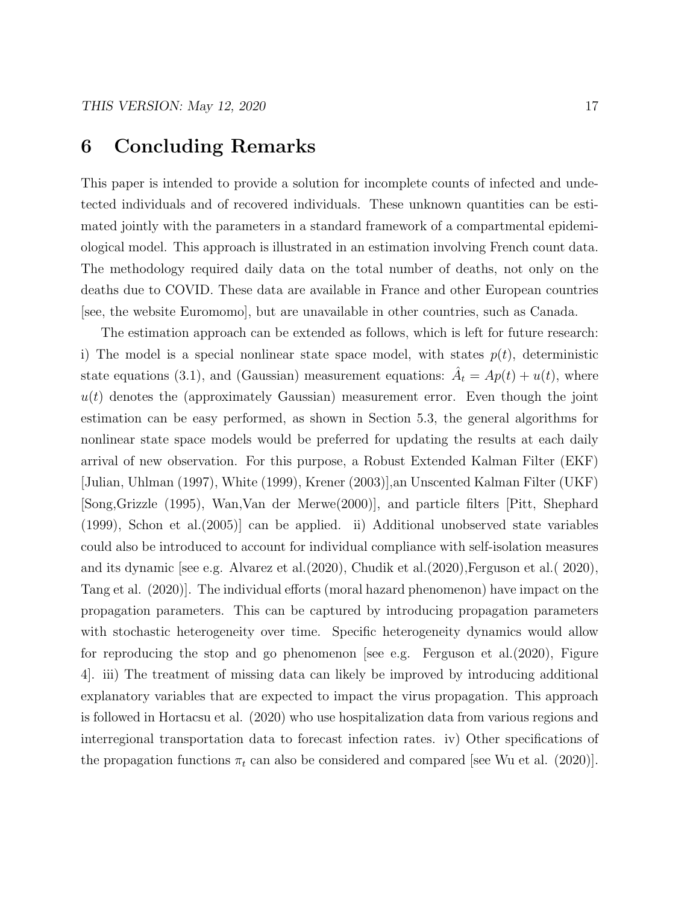# 6 Concluding Remarks

This paper is intended to provide a solution for incomplete counts of infected and undetected individuals and of recovered individuals. These unknown quantities can be estimated jointly with the parameters in a standard framework of a compartmental epidemiological model. This approach is illustrated in an estimation involving French count data. The methodology required daily data on the total number of deaths, not only on the deaths due to COVID. These data are available in France and other European countries [see, the website Euromomo], but are unavailable in other countries, such as Canada.

The estimation approach can be extended as follows, which is left for future research: i) The model is a special nonlinear state space model, with states $p(t)$, deterministic state equations (3.1), and (Gaussian) measurement equations: $\hat{A}_t = Ap(t) + u(t)$, where $u(t)$ denotes the (approximately Gaussian) measurement error. Even though the joint estimation can be easy performed, as shown in Section 5.3, the general algorithms for nonlinear state space models would be preferred for updating the results at each daily arrival of new observation. For this purpose, a Robust Extended Kalman Filter (EKF) [Julian, Uhlman (1997), White (1999), Krener (2003)],an Unscented Kalman Filter (UKF) [Song,Grizzle (1995), Wan,Van der Merwe(2000)], and particle filters [Pitt, Shephard (1999), Schon et al.(2005)] can be applied. ii) Additional unobserved state variables could also be introduced to account for individual compliance with self-isolation measures and its dynamic [see e.g. Alvarez et al.(2020), Chudik et al.(2020),Ferguson et al.( 2020), Tang et al. (2020)]. The individual efforts (moral hazard phenomenon) have impact on the propagation parameters. This can be captured by introducing propagation parameters with stochastic heterogeneity over time. Specific heterogeneity dynamics would allow for reproducing the stop and go phenomenon [see e.g. Ferguson et al.(2020), Figure 4]. iii) The treatment of missing data can likely be improved by introducing additional explanatory variables that are expected to impact the virus propagation. This approach is followed in Hortacsu et al. (2020) who use hospitalization data from various regions and interregional transportation data to forecast infection rates. iv) Other specifications of the propagation functions $\pi_t$ can also be considered and compared [see Wu et al. (2020)].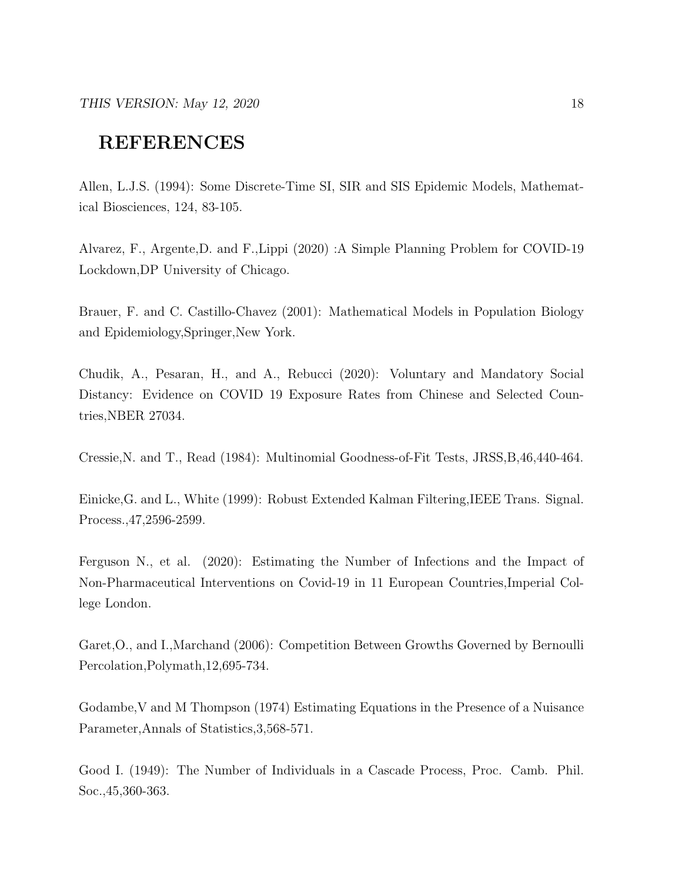# REFERENCES

Allen, L.J.S. (1994): Some Discrete-Time SI, SIR and SIS Epidemic Models, Mathematical Biosciences, 124, 83-105.

Alvarez, F., Argente,D. and F.,Lippi (2020) :A Simple Planning Problem for COVID-19 Lockdown,DP University of Chicago.

Brauer, F. and C. Castillo-Chavez (2001): Mathematical Models in Population Biology and Epidemiology,Springer,New York.

Chudik, A., Pesaran, H., and A., Rebucci (2020): Voluntary and Mandatory Social Distancy: Evidence on COVID 19 Exposure Rates from Chinese and Selected Countries,NBER 27034.

Cressie,N. and T., Read (1984): Multinomial Goodness-of-Fit Tests, JRSS,B,46,440-464.

Einicke,G. and L., White (1999): Robust Extended Kalman Filtering,IEEE Trans. Signal. Process.,47,2596-2599.

Ferguson N., et al. (2020): Estimating the Number of Infections and the Impact of Non-Pharmaceutical Interventions on Covid-19 in 11 European Countries,Imperial College London.

Garet,O., and I.,Marchand (2006): Competition Between Growths Governed by Bernoulli Percolation,Polymath,12,695-734.

Godambe,V and M Thompson (1974) Estimating Equations in the Presence of a Nuisance Parameter,Annals of Statistics,3,568-571.

Good I. (1949): The Number of Individuals in a Cascade Process, Proc. Camb. Phil. Soc.,45,360-363.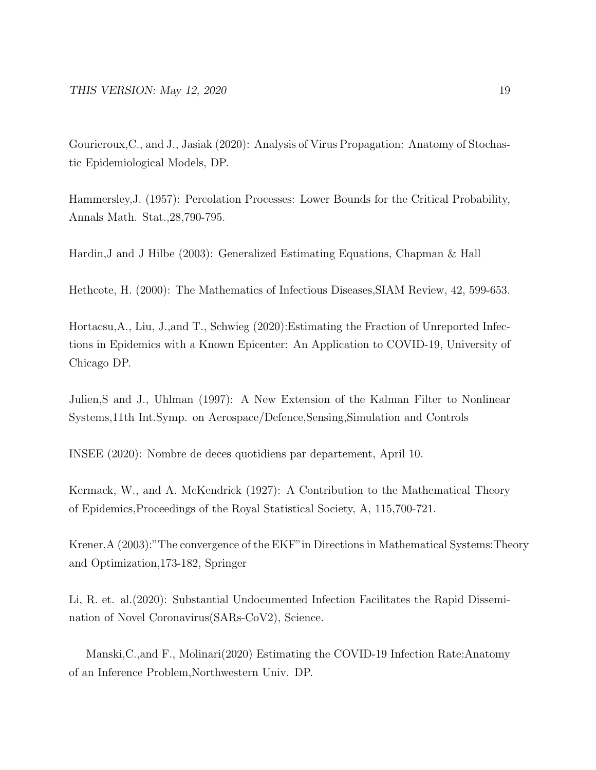Gourieroux,C., and J., Jasiak (2020): Analysis of Virus Propagation: Anatomy of Stochastic Epidemiological Models, DP.

Hammersley,J. (1957): Percolation Processes: Lower Bounds for the Critical Probability, Annals Math. Stat.,28,790-795.

Hardin,J and J Hilbe (2003): Generalized Estimating Equations, Chapman & Hall

Hethcote, H. (2000): The Mathematics of Infectious Diseases,SIAM Review, 42, 599-653.

Hortacsu,A., Liu, J.,and T., Schwieg (2020):Estimating the Fraction of Unreported Infections in Epidemics with a Known Epicenter: An Application to COVID-19, University of Chicago DP.

Julien,S and J., Uhlman (1997): A New Extension of the Kalman Filter to Nonlinear Systems,11th Int.Symp. on Aerospace/Defence,Sensing,Simulation and Controls

INSEE (2020): Nombre de deces quotidiens par departement, April 10.

Kermack, W., and A. McKendrick (1927): A Contribution to the Mathematical Theory of Epidemics,Proceedings of the Royal Statistical Society, A, 115,700-721.

Krener,A (2003):"The convergence of the EKF"in Directions in Mathematical Systems:Theory and Optimization,173-182, Springer

Li, R. et. al.(2020): Substantial Undocumented Infection Facilitates the Rapid Dissemination of Novel Coronavirus(SARs-CoV2), Science.

Manski,C.,and F., Molinari(2020) Estimating the COVID-19 Infection Rate:Anatomy of an Inference Problem,Northwestern Univ. DP.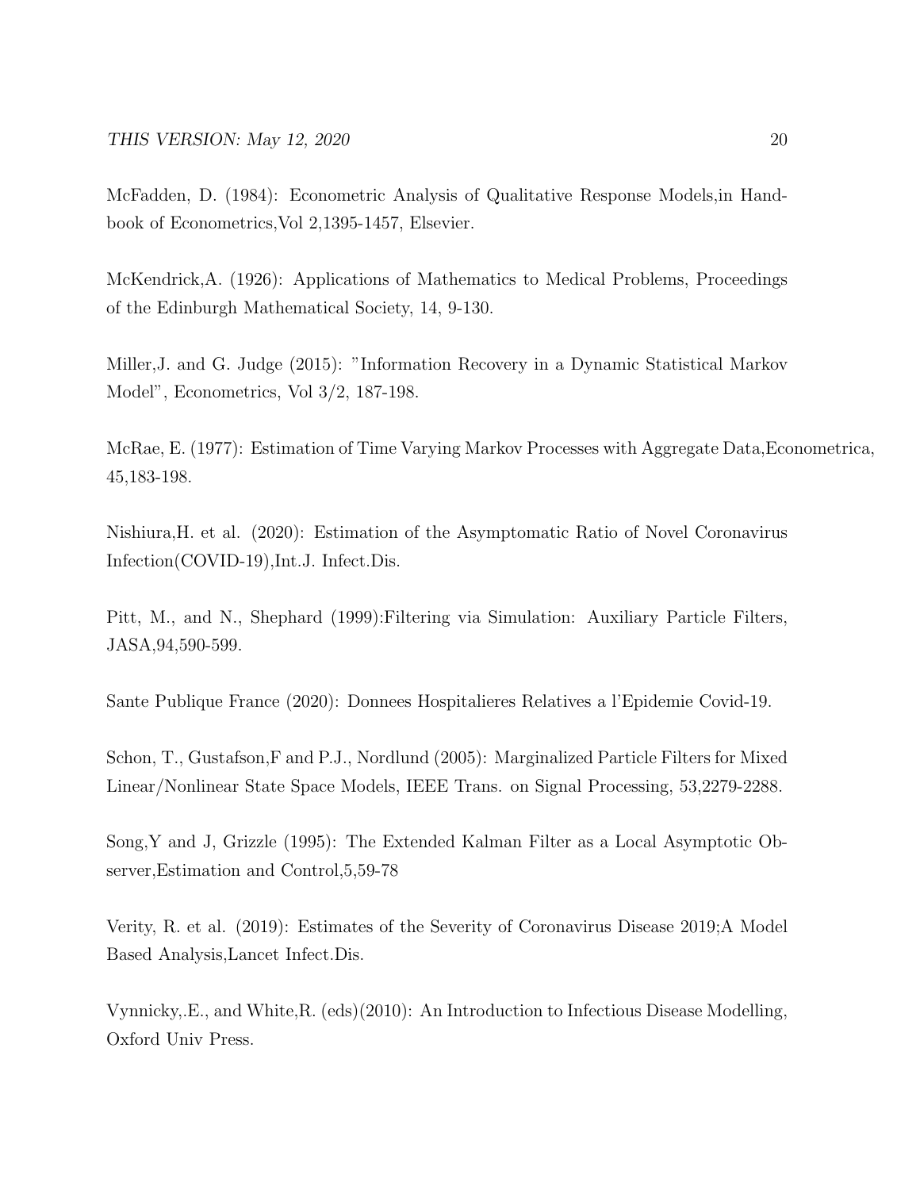McFadden, D. (1984): Econometric Analysis of Qualitative Response Models,in Handbook of Econometrics,Vol 2,1395-1457, Elsevier.

McKendrick,A. (1926): Applications of Mathematics to Medical Problems, Proceedings of the Edinburgh Mathematical Society, 14, 9-130.

Miller,J. and G. Judge (2015): "Information Recovery in a Dynamic Statistical Markov Model", Econometrics, Vol 3/2, 187-198.

McRae, E. (1977): Estimation of Time Varying Markov Processes with Aggregate Data,Econometrica, 45,183-198.

Nishiura,H. et al. (2020): Estimation of the Asymptomatic Ratio of Novel Coronavirus Infection(COVID-19),Int.J. Infect.Dis.

Pitt, M., and N., Shephard (1999):Filtering via Simulation: Auxiliary Particle Filters, JASA,94,590-599.

Sante Publique France (2020): Donnees Hospitalieres Relatives a l'Epidemie Covid-19.

Schon, T., Gustafson,F and P.J., Nordlund (2005): Marginalized Particle Filters for Mixed Linear/Nonlinear State Space Models, IEEE Trans. on Signal Processing, 53,2279-2288.

Song,Y and J, Grizzle (1995): The Extended Kalman Filter as a Local Asymptotic Observer,Estimation and Control,5,59-78

Verity, R. et al. (2019): Estimates of the Severity of Coronavirus Disease 2019;A Model Based Analysis,Lancet Infect.Dis.

Vynnicky,.E., and White,R. (eds)(2010): An Introduction to Infectious Disease Modelling, Oxford Univ Press.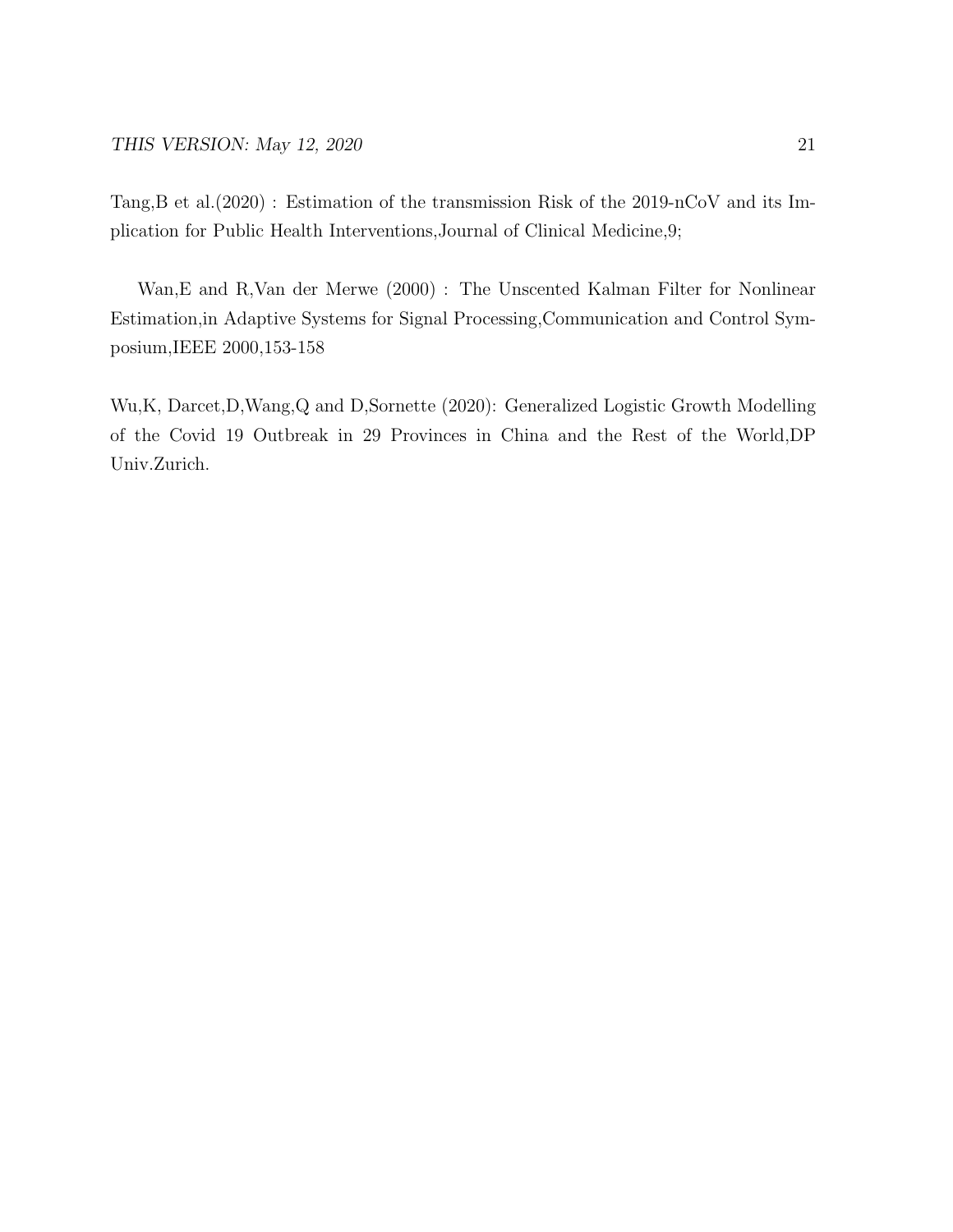Tang,B et al.(2020) : Estimation of the transmission Risk of the 2019-nCoV and its Implication for Public Health Interventions,Journal of Clinical Medicine,9;

Wan,E and R,Van der Merwe (2000) : The Unscented Kalman Filter for Nonlinear Estimation,in Adaptive Systems for Signal Processing,Communication and Control Symposium,IEEE 2000,153-158

Wu,K, Darcet,D,Wang,Q and D,Sornette (2020): Generalized Logistic Growth Modelling of the Covid 19 Outbreak in 29 Provinces in China and the Rest of the World,DP Univ.Zurich.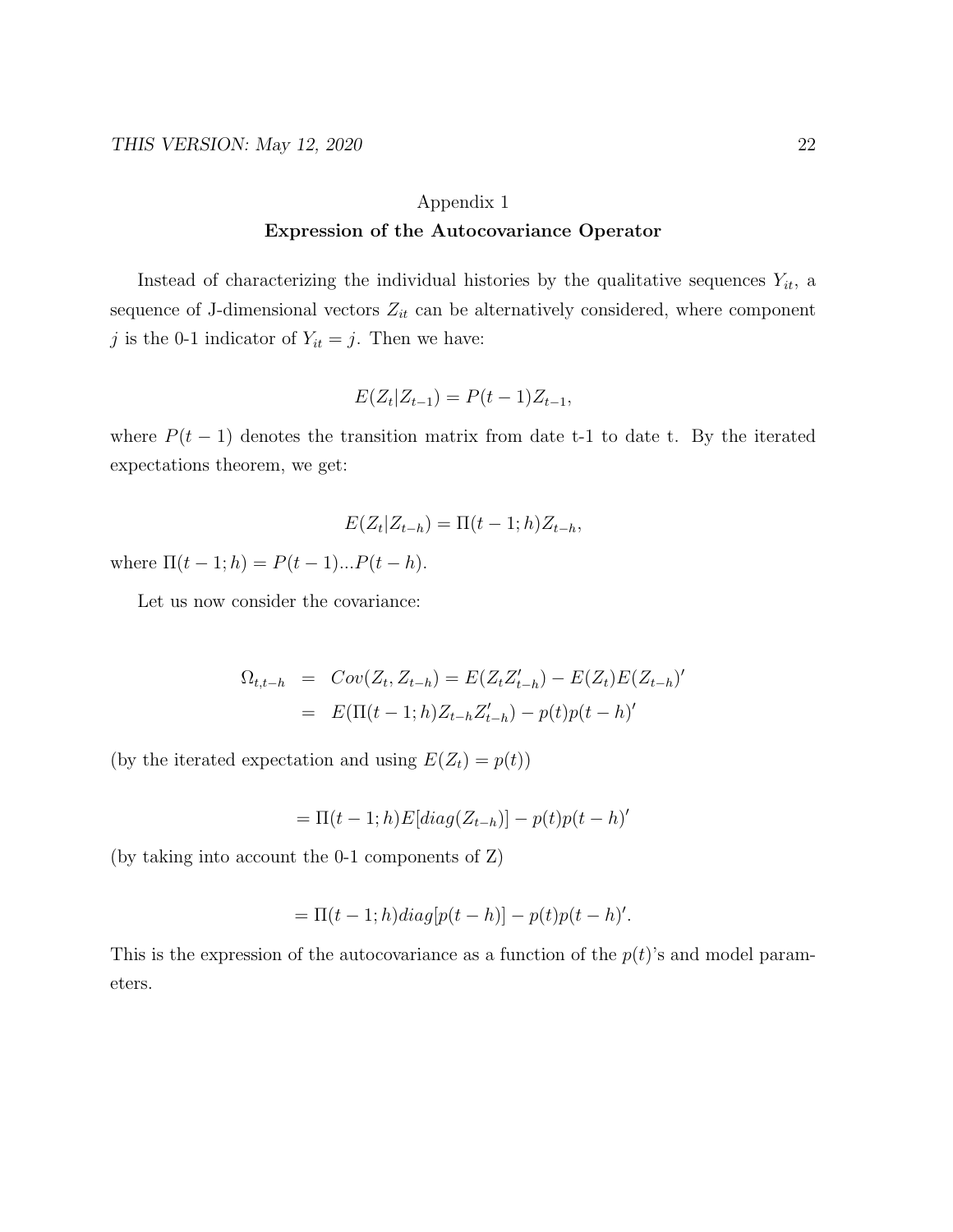## Appendix 1

### Expression of the Autocovariance Operator

Instead of characterizing the individual histories by the qualitative sequences $Y_{it}$, a sequence of J-dimensional vectors $Z_{it}$ can be alternatively considered, where component $j$ is the 0-1 indicator of $Y_{it} = j$. Then we have:

$$E(Z_t|Z_{t-1}) = P(t-1)Z_{t-1},$$

where $P(t-1)$ denotes the transition matrix from date t-1 to date t. By the iterated expectations theorem, we get:

$$E(Z_t|Z_{t-h}) = \Pi(t-1;h)Z_{t-h},$$

where $\Pi(t-1;h) = P(t-1)...P(t-h)$.

Let us now consider the covariance:

$$\begin{aligned}
\Omega_{t,t-h} &= Cov(Z_t, Z_{t-h}) = E(Z_t Z'_{t-h}) - E(Z_t)E(Z_{t-h})' \\
&= E(\Pi(t-1;h)Z_{t-h}Z'_{t-h}) - p(t)p(t-h)'
\end{aligned}$$

(by the iterated expectation and using $E(Z_t) = p(t)$)

$$= \Pi(t-1;h)E[diag(Z_{t-h})] - p(t)p(t-h)'$$

(by taking into account the 0-1 components of Z)

$$= \Pi(t-1;h)diag[p(t-h)] - p(t)p(t-h)'.$$

This is the expression of the autocovariance as a function of the $p(t)$'s and model parameters.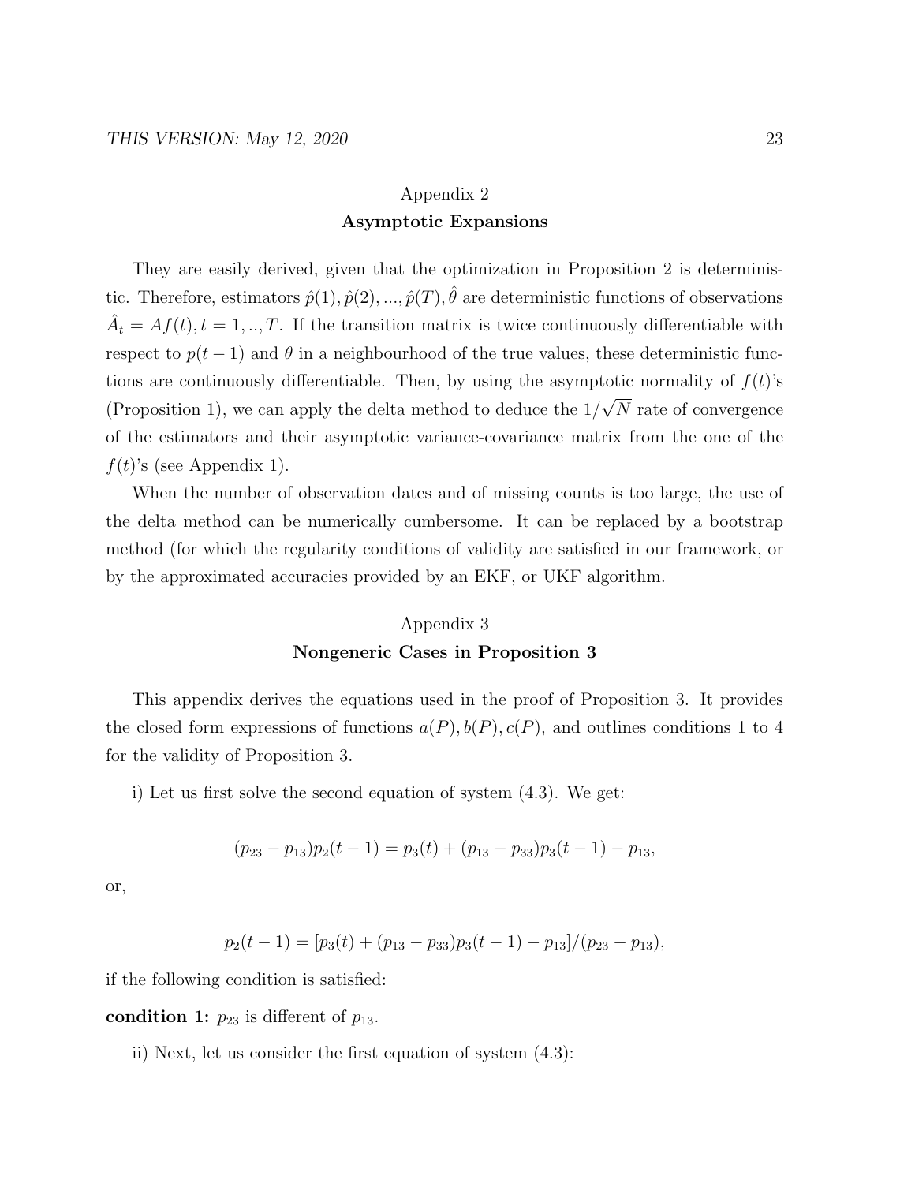## Appendix 2

## Asymptotic Expansions

They are easily derived, given that the optimization in Proposition 2 is deterministic. Therefore, estimators $\hat{p}(1), \hat{p}(2), ..., \hat{p}(T), \hat{\theta}$ are deterministic functions of observations $\hat{A}_t = Af(t), t = 1, .., T$. If the transition matrix is twice continuously differentiable with respect to $p(t-1)$ and $\theta$ in a neighbourhood of the true values, these deterministic functions are continuously differentiable. Then, by using the asymptotic normality of $f(t)$'s (Proposition 1), we can apply the delta method to deduce the $1/\sqrt{N}$ rate of convergence of the estimators and their asymptotic variance-covariance matrix from the one of the $f(t)$'s (see Appendix 1).

When the number of observation dates and of missing counts is too large, the use of the delta method can be numerically cumbersome. It can be replaced by a bootstrap method (for which the regularity conditions of validity are satisfied in our framework, or by the approximated accuracies provided by an EKF, or UKF algorithm.

## Appendix 3

## Nongeneric Cases in Proposition 3

This appendix derives the equations used in the proof of Proposition 3. It provides the closed form expressions of functions $a(P), b(P), c(P)$, and outlines conditions 1 to 4 for the validity of Proposition 3.

i) Let us first solve the second equation of system (4.3). We get:

$$(p_{23} - p_{13})p_2(t-1) = p_3(t) + (p_{13} - p_{33})p_3(t-1) - p_{13},$$

or,

$$p_2(t-1) = [p_3(t) + (p_{13} - p_{33})p_3(t-1) - p_{13}]/(p_{23} - p_{13}),$$

if the following condition is satisfied:

**condition 1:** $p_{23}$ is different of $p_{13}$.

ii) Next, let us consider the first equation of system (4.3):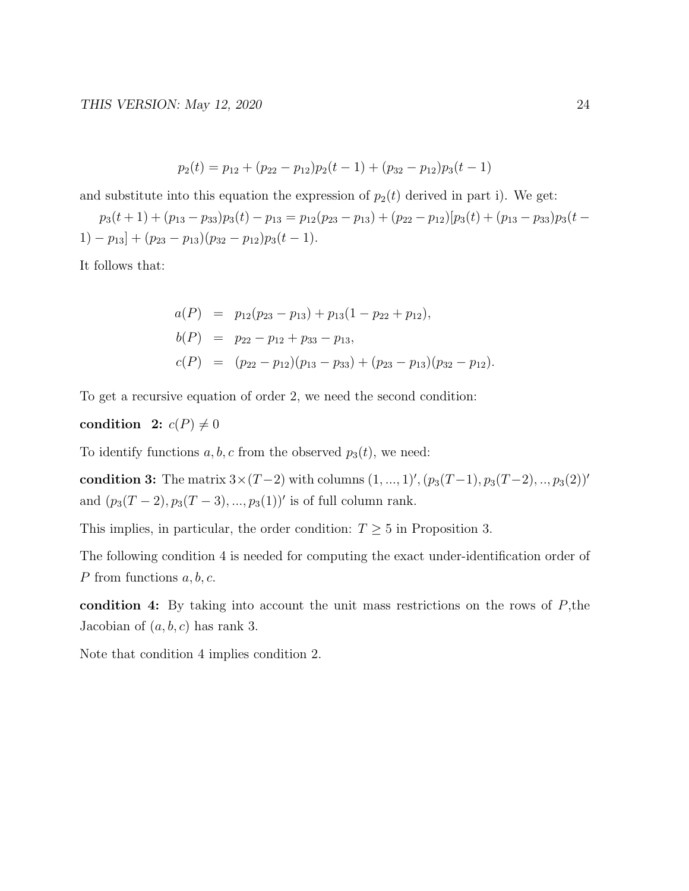$$p_2(t) = p_{12} + (p_{22} - p_{12})p_2(t-1) + (p_{32} - p_{12})p_3(t-1)$$

and substitute into this equation the expression of $p_2(t)$ derived in part i). We get:

$p_3(t+1) + (p_{13} - p_{33})p_3(t) - p_{13} = p_{12}(p_{23} - p_{13}) + (p_{22} - p_{12})[p_3(t) + (p_{13} - p_{33})p_3(t-1) - p_{13}] + (p_{23} - p_{13})(p_{32} - p_{12})p_3(t-1)$.

It follows that:

$$\begin{aligned}
a(P) &= p_{12}(p_{23} - p_{13}) + p_{13}(1 - p_{22} + p_{12}), \\
b(P) &= p_{22} - p_{12} + p_{33} - p_{13}, \\
c(P) &= (p_{22} - p_{12})(p_{13} - p_{33}) + (p_{23} - p_{13})(p_{32} - p_{12}).
\end{aligned}$$

To get a recursive equation of order 2, we need the second condition:

**condition 2:** $c(P) \neq 0$

To identify functions $a, b, c$ from the observed $p_3(t)$, we need:

**condition 3:** The matrix $3 \times (T-2)$ with columns $(1, ..., 1)'$, $(p_3(T-1), p_3(T-2), .., p_3(2))'$ and $(p_3(T-2), p_3(T-3), ..., p_3(1))'$ is of full column rank.

This implies, in particular, the order condition: $T \geq 5$ in Proposition 3.

The following condition 4 is needed for computing the exact under-identification order of $P$ from functions $a, b, c$.

**condition 4:** By taking into account the unit mass restrictions on the rows of $P$,the Jacobian of $(a, b, c)$ has rank 3.

Note that condition 4 implies condition 2.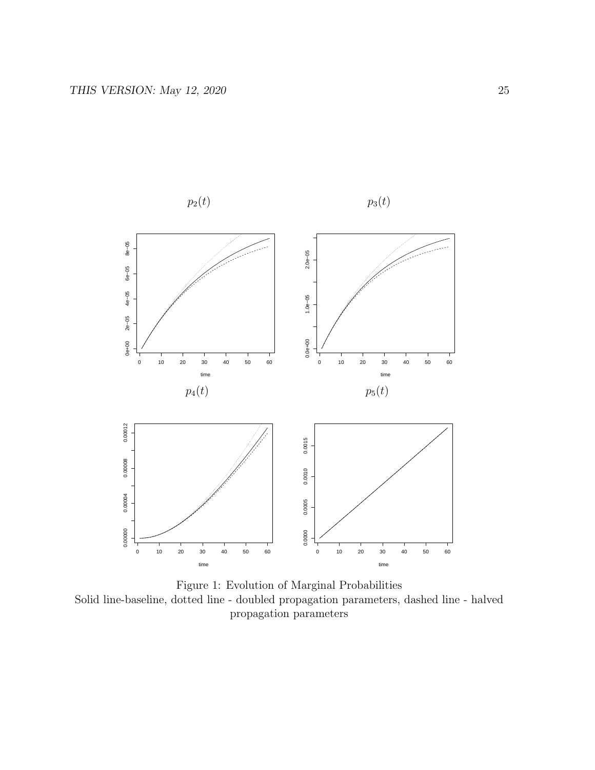$p_2(t)$

$p_3(t)$

$p_4(t)$

$p_5(t)$

Figure 1: Evolution of Marginal Probabilities
Solid line-baseline, dotted line - doubled propagation parameters, dashed line - halved propagation parameters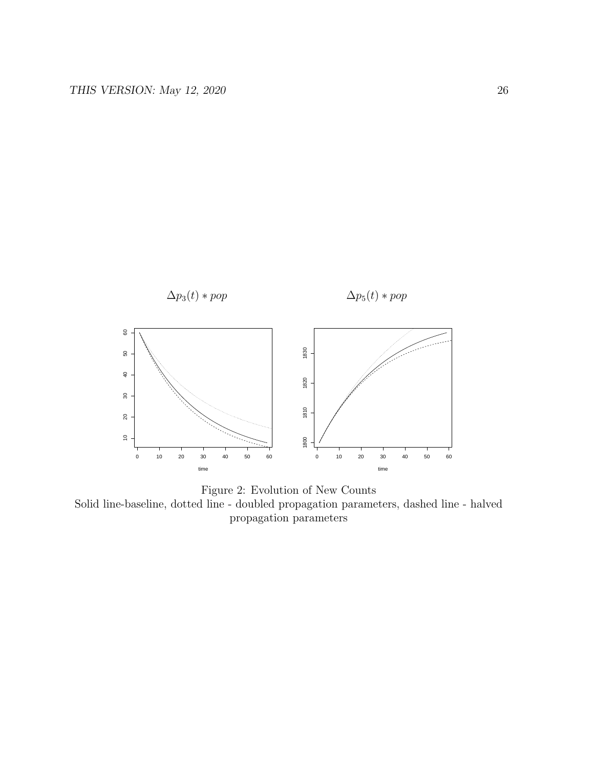$\Delta p_3(t) * pop$

$\Delta p_5(t) * pop$

Figure 2: Evolution of New Counts
Solid line-baseline, dotted line - doubled propagation parameters, dashed line - halved propagation parameters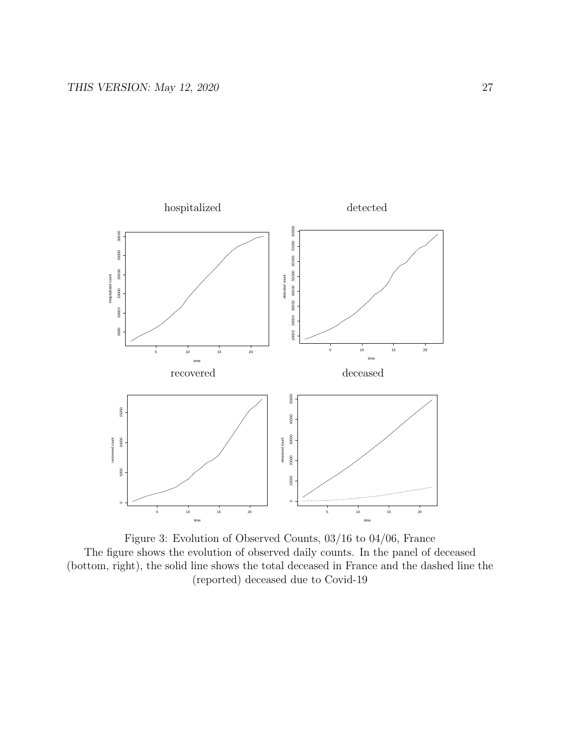hospitalized

detected

recovered

deceased

Figure 3: Evolution of Observed Counts, 03/16 to 04/06, France
The figure shows the evolution of observed daily counts. In the panel of deceased (bottom, right), the solid line shows the total deceased in France and the dashed line the (reported) deceased due to Covid-19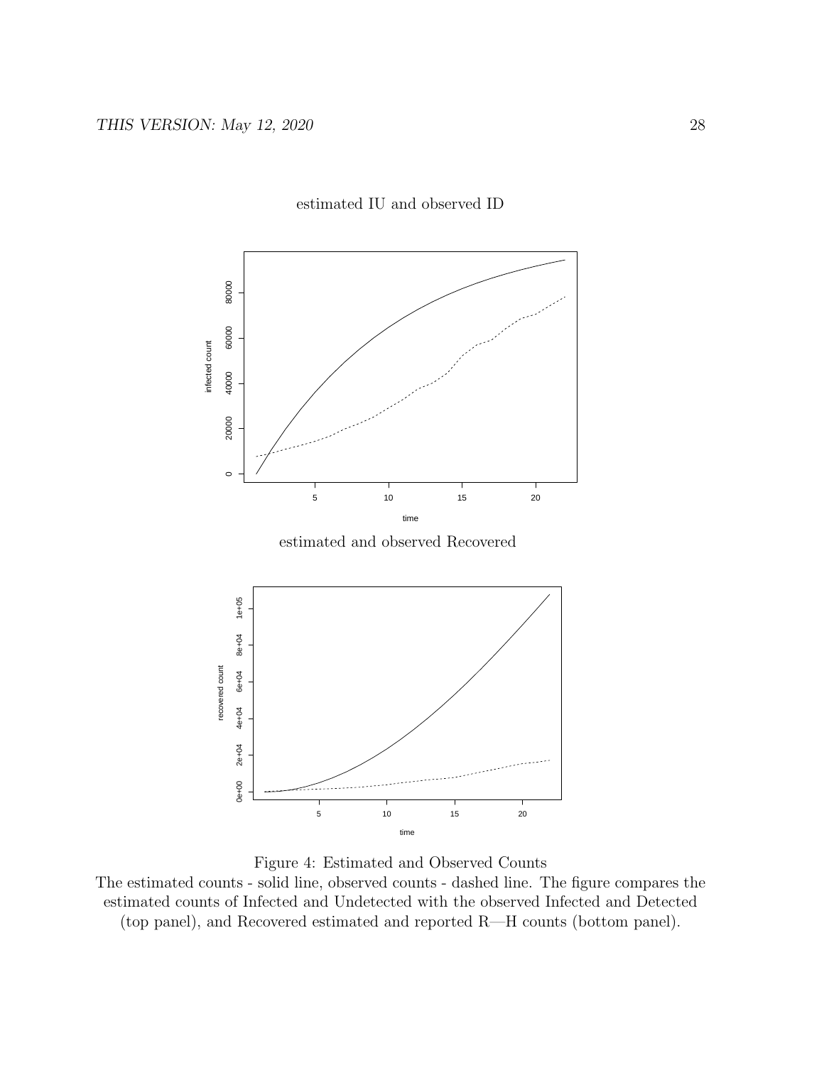estimated IU and observed ID

estimated and observed Recovered

Figure 4: Estimated and Observed Counts

The estimated counts - solid line, observed counts - dashed line. The figure compares the estimated counts of Infected and Undetected with the observed Infected and Detected (top panel), and Recovered estimated and reported R—H counts (bottom panel).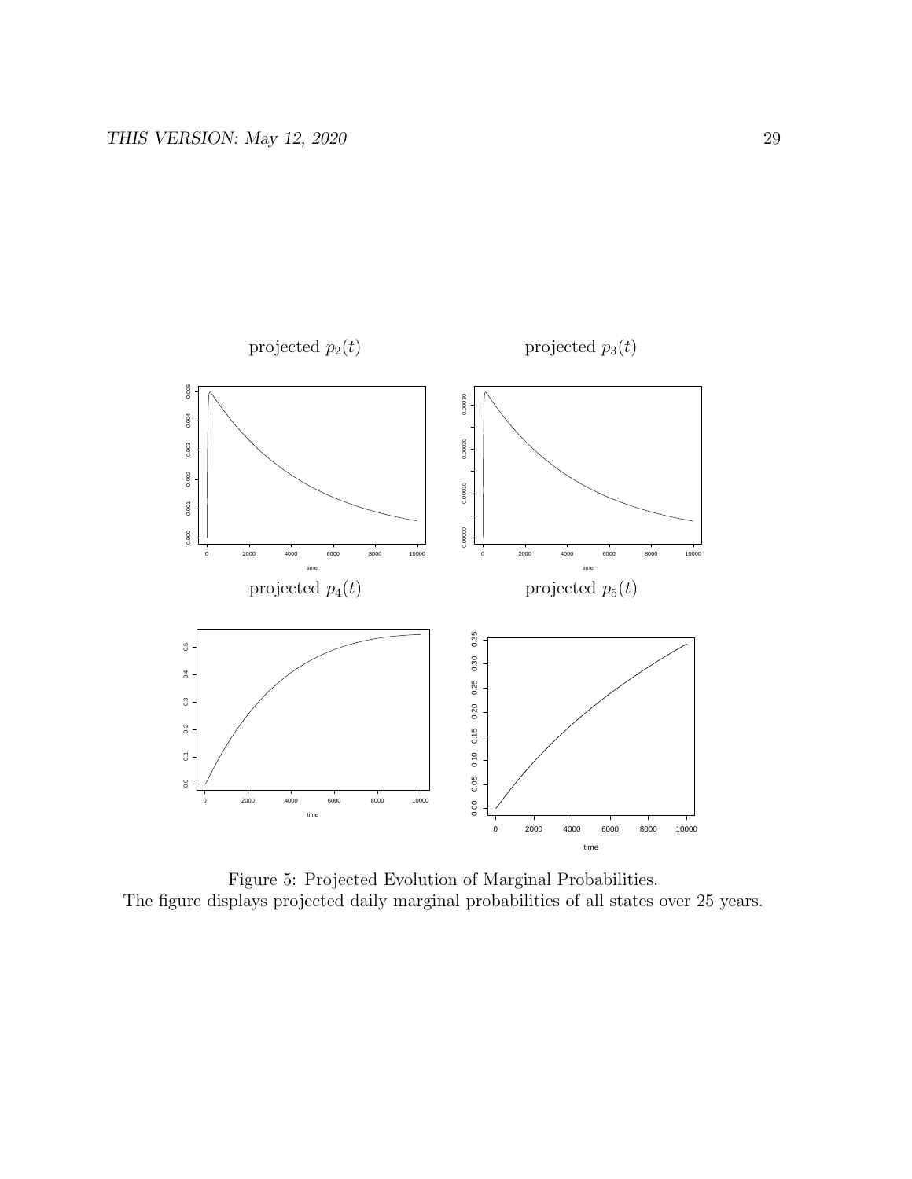projected $p_2(t)$

projected $p_3(t)$

projected $p_4(t)$

projected $p_5(t)$

Figure 5: Projected Evolution of Marginal Probabilities.
The figure displays projected daily marginal probabilities of all states over 25 years.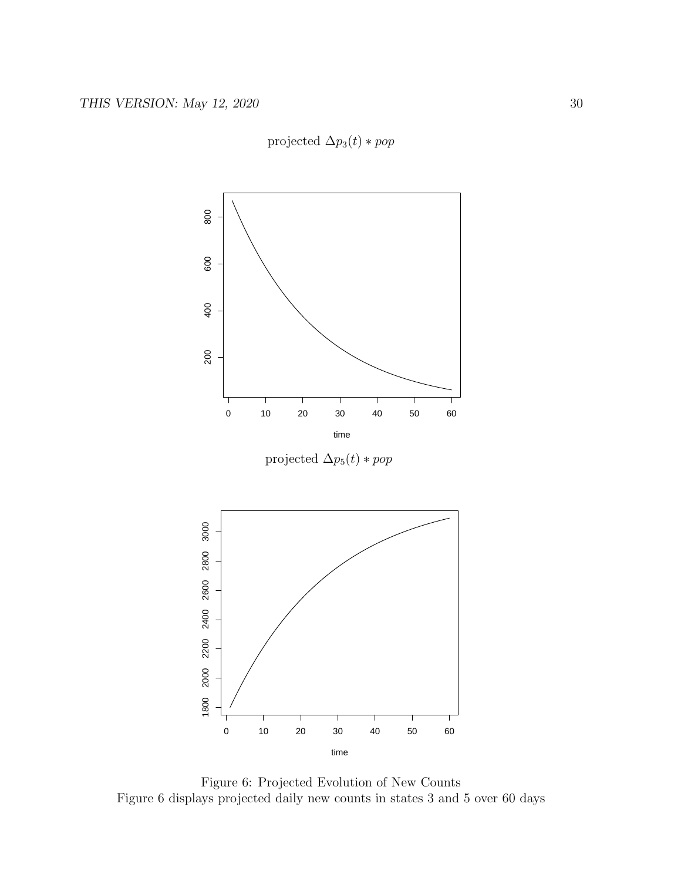projected $\Delta p_3(t) * pop$

800
600
400
200
0
10
20
30
40
50
60
time

projected $\Delta p_5(t) * pop$

3000
2800
2600
2400
2200
2000
1800
0
10
20
30
40
50
60
time

Figure 6: Projected Evolution of New Counts
Figure 6 displays projected daily new counts in states 3 and 5 over 60 days